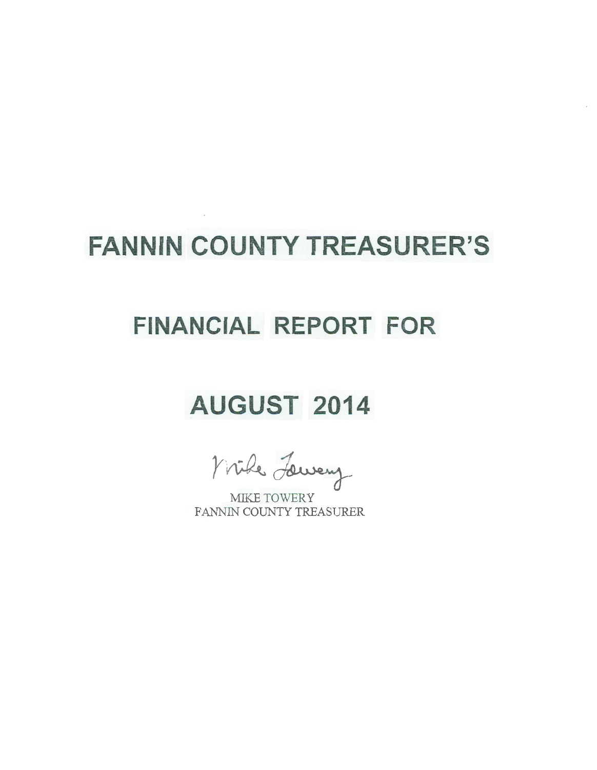# FANNIN COUNTY TREASURER'S

# FINANCIAL REPORT FOR

# AUGUST 2014

Mike Towery

MIKE TOWERY
FANNIN COUNTY TREASURER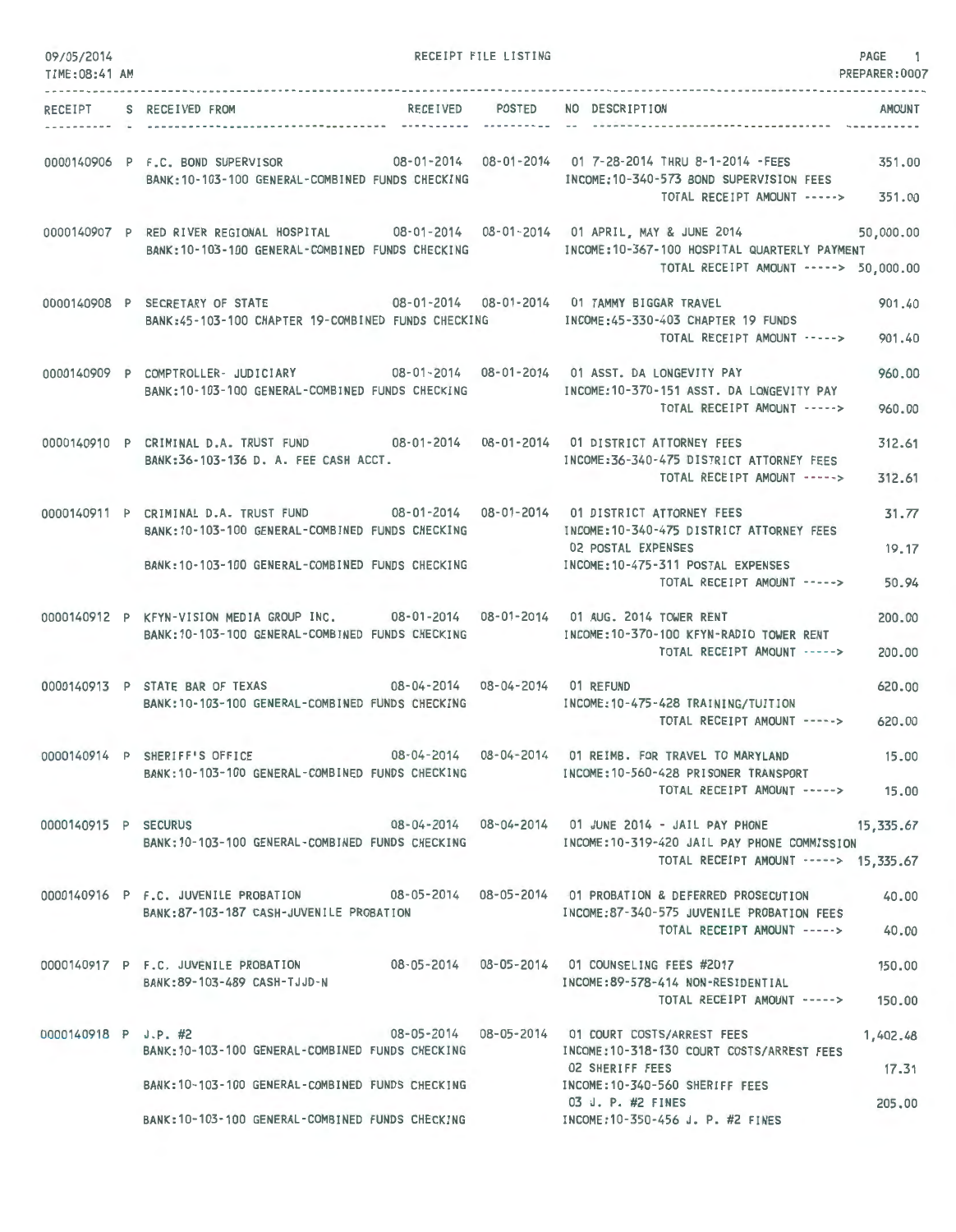09/05/2014 RECEIPT FILE LISTING PAGE 1
TIME:08:41 AM PREPARER:0007

| RECEIPT | S | RECEIVED FROM | RECEIVED | POSTED | NO | DESCRIPTION | AMOUNT |
|---|---|---|---|---|---|---|---|
| 0000140906 | P | F.C. BOND SUPERVISOR | 08-01-2014 | 08-01-2014 | 01 | 7-28-2014 THRU 8-1-2014 -FEES | 351.00 |
| | | BANK:10-103-100 GENERAL-COMBINED FUNDS CHECKING | | | | INCOME:10-340-573 BOND SUPERVISION FEES | |
| | | | | | | TOTAL RECEIPT AMOUNT -----> | 351.00 |
| 0000140907 | P | RED RIVER REGIONAL HOSPITAL | 08-01-2014 | 08-01-2014 | 01 | APRIL, MAY & JUNE 2014 | 50,000.00 |
| | | BANK:10-103-100 GENERAL-COMBINED FUNDS CHECKING | | | | INCOME:10-367-100 HOSPITAL QUARTERLY PAYMENT | |
| | | | | | | TOTAL RECEIPT AMOUNT -----> | 50,000.00 |
| 0000140908 | P | SECRETARY OF STATE | 08-01-2014 | 08-01-2014 | 01 | TAMMY BIGGAR TRAVEL | 901.40 |
| | | BANK:45-103-100 CHAPTER 19-COMBINED FUNDS CHECKING | | | | INCOME:45-330-403 CHAPTER 19 FUNDS | |
| | | | | | | TOTAL RECEIPT AMOUNT -----> | 901.40 |
| 0000140909 | P | COMPTROLLER- JUDICIARY | 08-01-2014 | 08-01-2014 | 01 | ASST. DA LONGEVITY PAY | 960.00 |
| | | BANK:10-103-100 GENERAL-COMBINED FUNDS CHECKING | | | | INCOME:10-370-151 ASST. DA LONGEVITY PAY | |
| | | | | | | TOTAL RECEIPT AMOUNT -----> | 960.00 |
| 0000140910 | P | CRIMINAL D.A. TRUST FUND | 08-01-2014 | 08-01-2014 | 01 | DISTRICT ATTORNEY FEES | 312.61 |
| | | BANK:36-103-136 D. A. FEE CASH ACCT. | | | | INCOME:36-340-475 DISTRICT ATTORNEY FEES | |
| | | | | | | TOTAL RECEIPT AMOUNT -----> | 312.61 |
| 0000140911 | P | CRIMINAL D.A. TRUST FUND | 08-01-2014 | 08-01-2014 | 01 | DISTRICT ATTORNEY FEES | 31.77 |
| | | BANK:10-103-100 GENERAL-COMBINED FUNDS CHECKING | | | | INCOME:10-340-475 DISTRICT ATTORNEY FEES | |
| | | | | | 02 | POSTAL EXPENSES | 19.17 |
| | | BANK:10-103-100 GENERAL-COMBINED FUNDS CHECKING | | | | INCOME:10-475-311 POSTAL EXPENSES | |
| | | | | | | TOTAL RECEIPT AMOUNT -----> | 50.94 |
| 0000140912 | P | KFYN-VISION MEDIA GROUP INC. | 08-01-2014 | 08-01-2014 | 01 | AUG. 2014 TOWER RENT | 200.00 |
| | | BANK:10-103-100 GENERAL-COMBINED FUNDS CHECKING | | | | INCOME:10-370-100 KFYN-RADIO TOWER RENT | |
| | | | | | | TOTAL RECEIPT AMOUNT -----> | 200.00 |
| 0000140913 | P | STATE BAR OF TEXAS | 08-04-2014 | 08-04-2014 | 01 | REFUND | 620.00 |
| | | BANK:10-103-100 GENERAL-COMBINED FUNDS CHECKING | | | | INCOME:10-475-428 TRAINING/TUITION | |
| | | | | | | TOTAL RECEIPT AMOUNT -----> | 620.00 |
| 0000140914 | P | SHERIFF'S OFFICE | 08-04-2014 | 08-04-2014 | 01 | REIMB. FOR TRAVEL TO MARYLAND | 15.00 |
| | | BANK:10-103-100 GENERAL-COMBINED FUNDS CHECKING | | | | INCOME:10-560-428 PRISONER TRANSPORT | |
| | | | | | | TOTAL RECEIPT AMOUNT -----> | 15.00 |
| 0000140915 | P | SECURUS | 08-04-2014 | 08-04-2014 | 01 | JUNE 2014 - JAIL PAY PHONE | 15,335.67 |
| | | BANK:10-103-100 GENERAL-COMBINED FUNDS CHECKING | | | | INCOME:10-319-420 JAIL PAY PHONE COMMISSION | |
| | | | | | | TOTAL RECEIPT AMOUNT -----> | 15,335.67 |
| 0000140916 | P | F.C. JUVENILE PROBATION | 08-05-2014 | 08-05-2014 | 01 | PROBATION & DEFERRED PROSECUTION | 40.00 |
| | | BANK:87-103-187 CASH-JUVENILE PROBATION | | | | INCOME:87-340-575 JUVENILE PROBATION FEES | |
| | | | | | | TOTAL RECEIPT AMOUNT -----> | 40.00 |
| 0000140917 | P | F.C. JUVENILE PROBATION | 08-05-2014 | 08-05-2014 | 01 | COUNSELING FEES #2017 | 150.00 |
| | | BANK:89-103-489 CASH-TJJD-N | | | | INCOME:89-578-414 NON-RESIDENTIAL | |
| | | | | | | TOTAL RECEIPT AMOUNT -----> | 150.00 |
| 0000140918 | P | J.P. #2 | 08-05-2014 | 08-05-2014 | 01 | COURT COSTS/ARREST FEES | 1,402.48 |
| | | BANK:10-103-100 GENERAL-COMBINED FUNDS CHECKING | | | | INCOME:10-318-130 COURT COSTS/ARREST FEES | |
| | | | | | 02 | SHERIFF FEES | 17.31 |
| | | BANK:10-103-100 GENERAL-COMBINED FUNDS CHECKING | | | | INCOME:10-340-560 SHERIFF FEES | |
| | | | | | 03 | J. P. #2 FINES | 205.00 |
| | | BANK:10-103-100 GENERAL-COMBINED FUNDS CHECKING | | | | INCOME:10-350-456 J. P. #2 FINES | |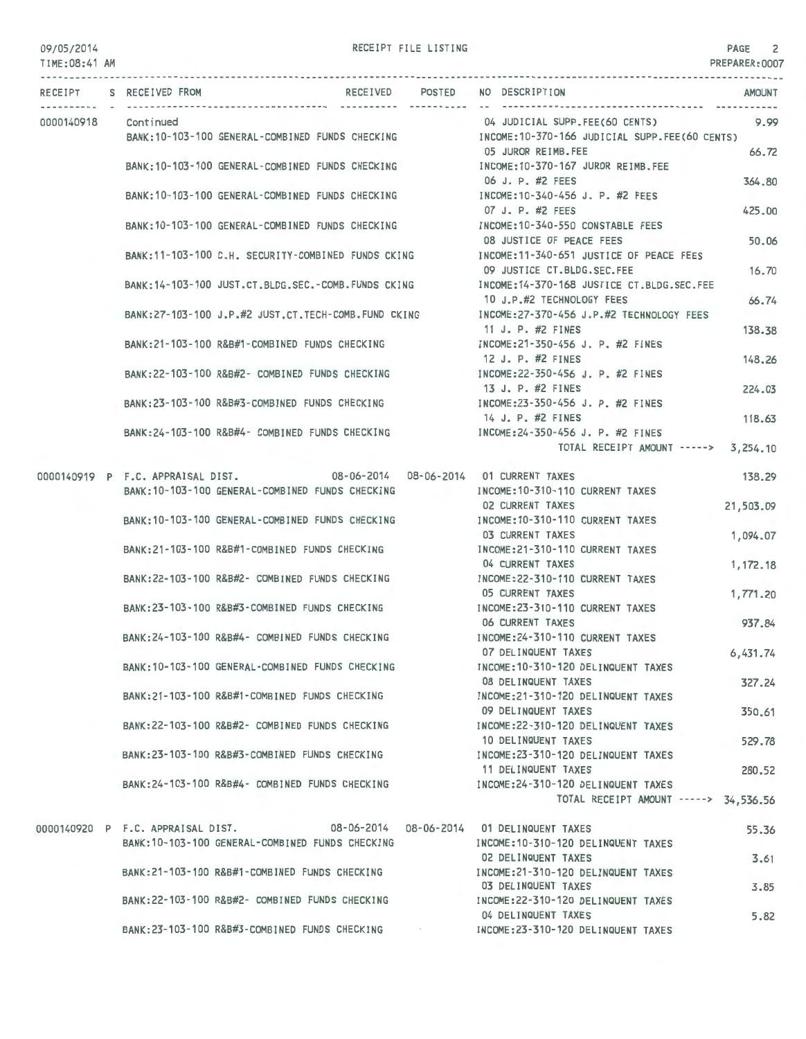# RECEIPT FILE LISTING

09/05/2014
TIME:08:41 AM

PREPARER:0007

| RECEIPT | S | RECEIVED FROM | RECEIVED | POSTED | NO | DESCRIPTION | AMOUNT |
|---|---|---|---|---|---|---|---|
| 0000140918 | | Continued | | | 04 | JUDICIAL SUPP.FEE(60 CENTS) | 9.99 |
| | | BANK:10-103-100 GENERAL-COMBINED FUNDS CHECKING | | | | INCOME:10-370-166 JUDICIAL SUPP.FEE(60 CENTS) | |
| | | | | | 05 | JUROR REIMB.FEE | 66.72 |
| | | BANK:10-103-100 GENERAL-COMBINED FUNDS CHECKING | | | | INCOME:10-370-167 JUROR REIMB.FEE | |
| | | | | | 06 | J. P. #2 FEES | 364.80 |
| | | BANK:10-103-100 GENERAL-COMBINED FUNDS CHECKING | | | | INCOME:10-340-456 J. P. #2 FEES | |
| | | | | | 07 | J. P. #2 FEES | 425.00 |
| | | BANK:10-103-100 GENERAL-COMBINED FUNDS CHECKING | | | | INCOME:10-340-550 CONSTABLE FEES | |
| | | | | | 08 | JUSTICE OF PEACE FEES | 50.06 |
| | | BANK:11-103-100 C.H. SECURITY-COMBINED FUNDS CKING | | | | INCOME:11-340-651 JUSTICE OF PEACE FEES | |
| | | | | | 09 | JUSTICE CT.BLDG.SEC.FEE | 16.70 |
| | | BANK:14-103-100 JUST.CT.BLDG.SEC.-COMB.FUNDS CKING | | | | INCOME:14-370-168 JUSTICE CT.BLDG.SEC.FEE | |
| | | | | | 10 | J.P.#2 TECHNOLOGY FEES | 66.74 |
| | | BANK:27-103-100 J.P.#2 JUST.CT.TECH-COMB.FUND CKING | | | | INCOME:27-370-456 J.P.#2 TECHNOLOGY FEES | |
| | | | | | 11 | J. P. #2 FINES | 138.38 |
| | | BANK:21-103-100 R&B#1-COMBINED FUNDS CHECKING | | | | INCOME:21-350-456 J. P. #2 FINES | |
| | | | | | 12 | J. P. #2 FINES | 148.26 |
| | | BANK:22-103-100 R&B#2- COMBINED FUNDS CHECKING | | | | INCOME:22-350-456 J. P. #2 FINES | |
| | | | | | 13 | J. P. #2 FINES | 224.03 |
| | | BANK:23-103-100 R&B#3-COMBINED FUNDS CHECKING | | | | INCOME:23-350-456 J. P. #2 FINES | |
| | | | | | 14 | J. P. #2 FINES | 118.63 |
| | | BANK:24-103-100 R&B#4- COMBINED FUNDS CHECKING | | | | INCOME:24-350-456 J. P. #2 FINES | |
| | | | | | | TOTAL RECEIPT AMOUNT -----> | 3,254.10 |
| 0000140919 | P | F.C. APPRAISAL DIST. | 08-06-2014 | 08-06-2014 | 01 | CURRENT TAXES | 138.29 |
| | | BANK:10-103-100 GENERAL-COMBINED FUNDS CHECKING | | | | INCOME:10-310-110 CURRENT TAXES | |
| | | | | | 02 | CURRENT TAXES | 21,503.09 |
| | | BANK:10-103-100 GENERAL-COMBINED FUNDS CHECKING | | | | INCOME:10-310-110 CURRENT TAXES | |
| | | | | | 03 | CURRENT TAXES | 1,094.07 |
| | | BANK:21-103-100 R&B#1-COMBINED FUNDS CHECKING | | | | INCOME:21-310-110 CURRENT TAXES | |
| | | | | | 04 | CURRENT TAXES | 1,172.18 |
| | | BANK:22-103-100 R&B#2- COMBINED FUNDS CHECKING | | | | INCOME:22-310-110 CURRENT TAXES | |
| | | | | | 05 | CURRENT TAXES | 1,771.20 |
| | | BANK:23-103-100 R&B#3-COMBINED FUNDS CHECKING | | | | INCOME:23-310-110 CURRENT TAXES | |
| | | | | | 06 | CURRENT TAXES | 937.84 |
| | | BANK:24-103-100 R&B#4- COMBINED FUNDS CHECKING | | | | INCOME:24-310-110 CURRENT TAXES | |
| | | | | | 07 | DELINQUENT TAXES | 6,431.74 |
| | | BANK:10-103-100 GENERAL-COMBINED FUNDS CHECKING | | | | INCOME:10-310-120 DELINQUENT TAXES | |
| | | | | | 08 | DELINQUENT TAXES | 327.24 |
| | | BANK:21-103-100 R&B#1-COMBINED FUNDS CHECKING | | | | INCOME:21-310-120 DELINQUENT TAXES | |
| | | | | | 09 | DELINQUENT TAXES | 350.61 |
| | | BANK:22-103-100 R&B#2- COMBINED FUNDS CHECKING | | | | INCOME:22-310-120 DELINQUENT TAXES | |
| | | | | | 10 | DELINQUENT TAXES | 529.78 |
| | | BANK:23-103-100 R&B#3-COMBINED FUNDS CHECKING | | | | INCOME:23-310-120 DELINQUENT TAXES | |
| | | | | | 11 | DELINQUENT TAXES | 280.52 |
| | | BANK:24-103-100 R&B#4- COMBINED FUNDS CHECKING | | | | INCOME:24-310-120 DELINQUENT TAXES | |
| | | | | | | TOTAL RECEIPT AMOUNT -----> | 34,536.56 |
| 0000140920 | P | F.C. APPRAISAL DIST. | 08-06-2014 | 08-06-2014 | 01 | DELINQUENT TAXES | 55.36 |
| | | BANK:10-103-100 GENERAL-COMBINED FUNDS CHECKING | | | | INCOME:10-310-120 DELINQUENT TAXES | |
| | | | | | 02 | DELINQUENT TAXES | 3.61 |
| | | BANK:21-103-100 R&B#1-COMBINED FUNDS CHECKING | | | | INCOME:21-310-120 DELINQUENT TAXES | |
| | | | | | 03 | DELINQUENT TAXES | 3.85 |
| | | BANK:22-103-100 R&B#2- COMBINED FUNDS CHECKING | | | | INCOME:22-310-120 DELINQUENT TAXES | |
| | | | | | 04 | DELINQUENT TAXES | 5.82 |
| | | BANK:23-103-100 R&B#3-COMBINED FUNDS CHECKING | | | | INCOME:23-310-120 DELINQUENT TAXES | |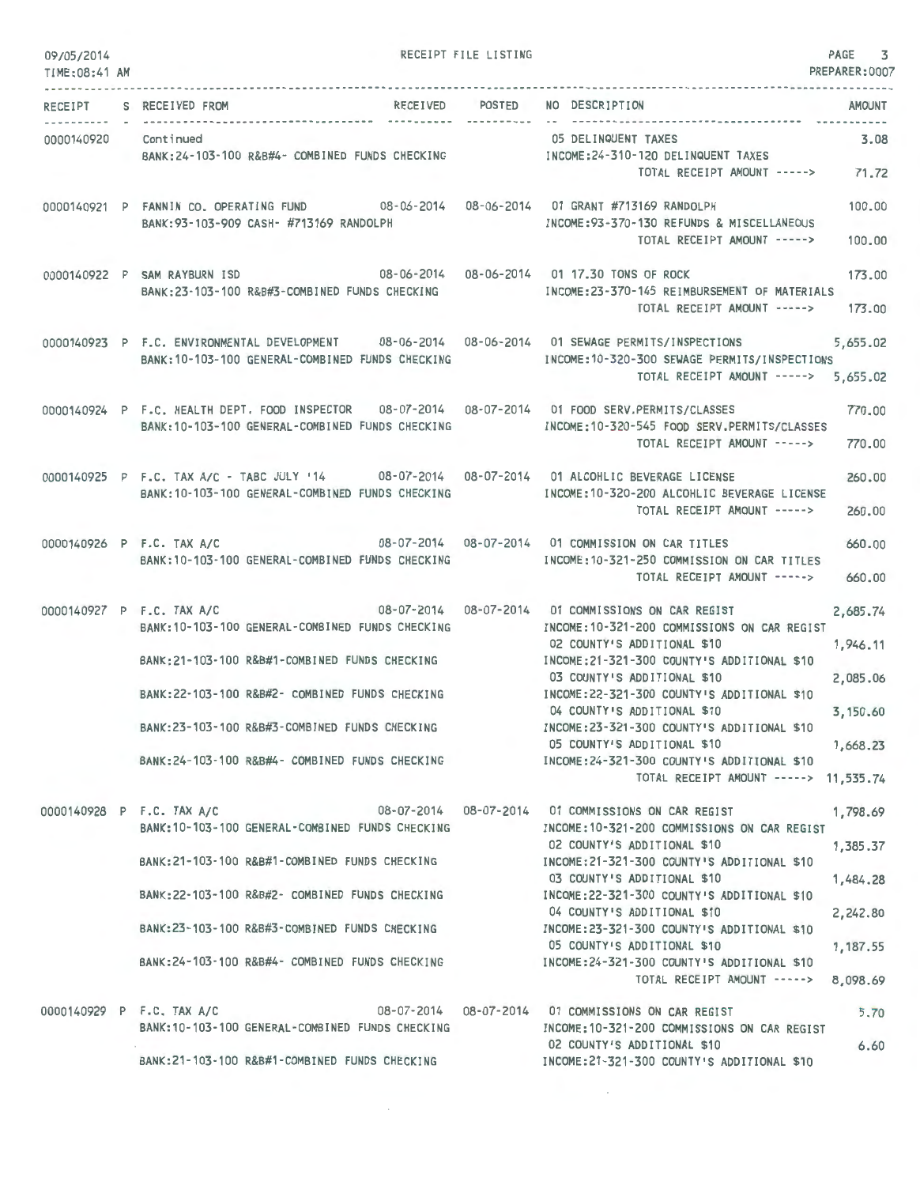RECEIPT FILE LISTING

| RECEIPT | S | RECEIVED FROM | RECEIVED | POSTED | NO | DESCRIPTION | AMOUNT |
|---|---|---|---|---|---|---|---|
| 0000140920 | | Continued | | | 05 | DELINQUENT TAXES | 3.08 |
| | | BANK:24-103-100 R&B#4- COMBINED FUNDS CHECKING | | | | INCOME:24-310-120 DELINQUENT TAXES | |
| | | | | | | TOTAL RECEIPT AMOUNT -----> | 71.72 |
| 0000140921 | P | FANNIN CO. OPERATING FUND | 08-06-2014 | 08-06-2014 | 01 | GRANT #713169 RANDOLPH | 100.00 |
| | | BANK:93-103-909 CASH- #713169 RANDOLPH | | | | INCOME:93-370-130 REFUNDS & MISCELLANEOUS | |
| | | | | | | TOTAL RECEIPT AMOUNT -----> | 100.00 |
| 0000140922 | P | SAM RAYBURN ISD | 08-06-2014 | 08-06-2014 | 01 | 17.30 TONS OF ROCK | 173.00 |
| | | BANK:23-103-100 R&B#3-COMBINED FUNDS CHECKING | | | | INCOME:23-370-145 REIMBURSEMENT OF MATERIALS | |
| | | | | | | TOTAL RECEIPT AMOUNT -----> | 173.00 |
| 0000140923 | P | F.C. ENVIRONMENTAL DEVELOPMENT | 08-06-2014 | 08-06-2014 | 01 | SEWAGE PERMITS/INSPECTIONS | 5,655.02 |
| | | BANK:10-103-100 GENERAL-COMBINED FUNDS CHECKING | | | | INCOME:10-320-300 SEWAGE PERMITS/INSPECTIONS | |
| | | | | | | TOTAL RECEIPT AMOUNT -----> | 5,655.02 |
| 0000140924 | P | F.C. HEALTH DEPT. FOOD INSPECTOR | 08-07-2014 | 08-07-2014 | 01 | FOOD SERV.PERMITS/CLASSES | 770.00 |
| | | BANK:10-103-100 GENERAL-COMBINED FUNDS CHECKING | | | | INCOME:10-320-545 FOOD SERV.PERMITS/CLASSES | |
| | | | | | | TOTAL RECEIPT AMOUNT -----> | 770.00 |
| 0000140925 | P | F.C. TAX A/C - TABC JULY '14 | 08-07-2014 | 08-07-2014 | 01 | ALCOHLIC BEVERAGE LICENSE | 260.00 |
| | | BANK:10-103-100 GENERAL-COMBINED FUNDS CHECKING | | | | INCOME:10-320-200 ALCOHLIC BEVERAGE LICENSE | |
| | | | | | | TOTAL RECEIPT AMOUNT -----> | 260.00 |
| 0000140926 | P | F.C. TAX A/C | 08-07-2014 | 08-07-2014 | 01 | COMMISSION ON CAR TITLES | 660.00 |
| | | BANK:10-103-100 GENERAL-COMBINED FUNDS CHECKING | | | | INCOME:10-321-250 COMMISSION ON CAR TITLES | |
| | | | | | | TOTAL RECEIPT AMOUNT -----> | 660.00 |
| 0000140927 | P | F.C. TAX A/C | 08-07-2014 | 08-07-2014 | 01 | COMMISSIONS ON CAR REGIST | 2,685.74 |
| | | BANK:10-103-100 GENERAL-COMBINED FUNDS CHECKING | | | | INCOME:10-321-200 COMMISSIONS ON CAR REGIST | |
| | | | | | 02 | COUNTY'S ADDITIONAL $10 | 1,946.11 |
| | | BANK:21-103-100 R&B#1-COMBINED FUNDS CHECKING | | | | INCOME:21-321-300 COUNTY'S ADDITIONAL $10 | |
| | | | | | 03 | COUNTY'S ADDITIONAL $10 | 2,085.06 |
| | | BANK:22-103-100 R&B#2- COMBINED FUNDS CHECKING | | | | INCOME:22-321-300 COUNTY'S ADDITIONAL $10 | |
| | | | | | 04 | COUNTY'S ADDITIONAL $10 | 3,150.60 |
| | | BANK:23-103-100 R&B#3-COMBINED FUNDS CHECKING | | | | INCOME:23-321-300 COUNTY'S ADDITIONAL $10 | |
| | | | | | 05 | COUNTY'S ADDITIONAL $10 | 1,668.23 |
| | | BANK:24-103-100 R&B#4- COMBINED FUNDS CHECKING | | | | INCOME:24-321-300 COUNTY'S ADDITIONAL $10 | |
| | | | | | | TOTAL RECEIPT AMOUNT -----> | 11,535.74 |
| 0000140928 | P | F.C. TAX A/C | 08-07-2014 | 08-07-2014 | 01 | COMMISSIONS ON CAR REGIST | 1,798.69 |
| | | BANK:10-103-100 GENERAL-COMBINED FUNDS CHECKING | | | | INCOME:10-321-200 COMMISSIONS ON CAR REGIST | |
| | | | | | 02 | COUNTY'S ADDITIONAL $10 | 1,385.37 |
| | | BANK:21-103-100 R&B#1-COMBINED FUNDS CHECKING | | | | INCOME:21-321-300 COUNTY'S ADDITIONAL $10 | |
| | | | | | 03 | COUNTY'S ADDITIONAL $10 | 1,484.28 |
| | | BANK:22-103-100 R&B#2- COMBINED FUNDS CHECKING | | | | INCOME:22-321-300 COUNTY'S ADDITIONAL $10 | |
| | | | | | 04 | COUNTY'S ADDITIONAL $10 | 2,242.80 |
| | | BANK:23-103-100 R&B#3-COMBINED FUNDS CHECKING | | | | INCOME:23-321-300 COUNTY'S ADDITIONAL $10 | |
| | | | | | 05 | COUNTY'S ADDITIONAL $10 | 1,187.55 |
| | | BANK:24-103-100 R&B#4- COMBINED FUNDS CHECKING | | | | INCOME:24-321-300 COUNTY'S ADDITIONAL $10 | |
| | | | | | | TOTAL RECEIPT AMOUNT -----> | 8,098.69 |
| 0000140929 | P | F.C. TAX A/C | 08-07-2014 | 08-07-2014 | 01 | COMMISSIONS ON CAR REGIST | 5.70 |
| | | BANK:10-103-100 GENERAL-COMBINED FUNDS CHECKING | | | | INCOME:10-321-200 COMMISSIONS ON CAR REGIST | |
| | | | | | 02 | COUNTY'S ADDITIONAL $10 | 6.60 |
| | | BANK:21-103-100 R&B#1-COMBINED FUNDS CHECKING | | | | INCOME:21-321-300 COUNTY'S ADDITIONAL $10 | |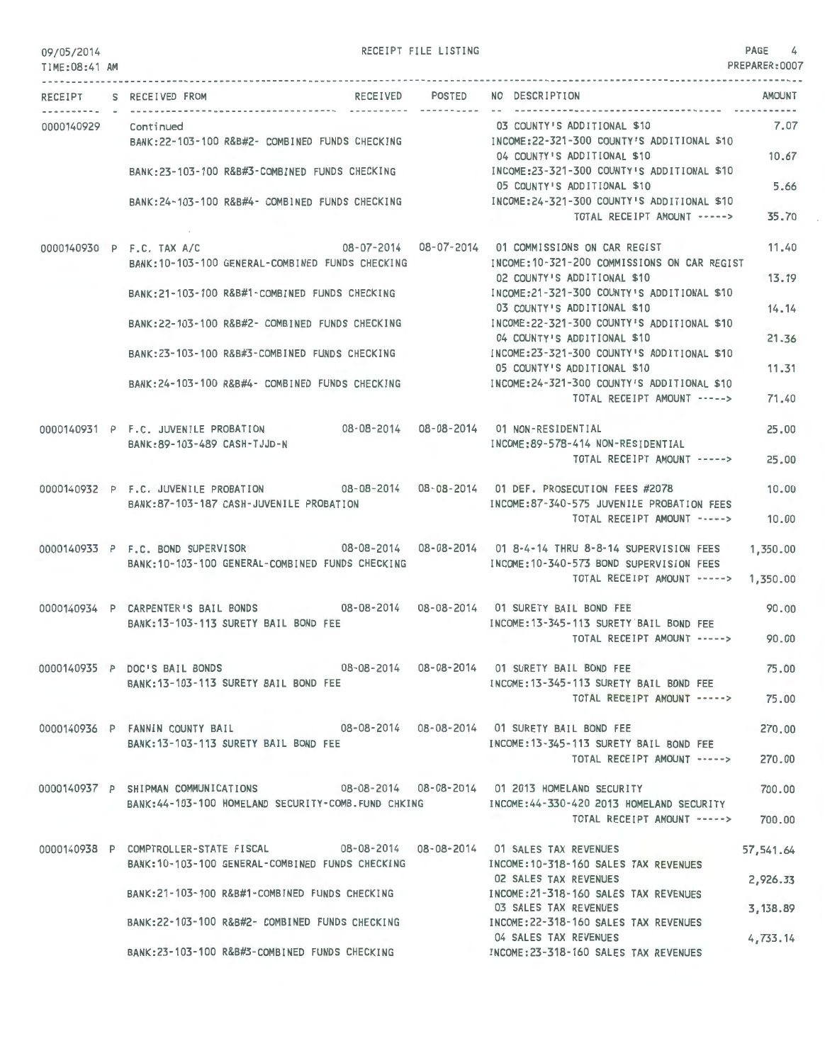09/05/2014 RECEIPT FILE LISTING PAGE 4
TIME:08:41 AM PREPARER:0007

| RECEIPT | S | RECEIVED FROM | RECEIVED | POSTED | NO | DESCRIPTION | AMOUNT |
|---|---|---|---|---|---|---|---|
| 0000140929 | | Continued | | | 03 | COUNTY'S ADDITIONAL $10 | 7.07 |
| | | BANK:22-103-100 R&B#2- COMBINED FUNDS CHECKING | | | | INCOME:22-321-300 COUNTY'S ADDITIONAL $10 | |
| | | | | | 04 | COUNTY'S ADDITIONAL $10 | 10.67 |
| | | BANK:23-103-100 R&B#3-COMBINED FUNDS CHECKING | | | | INCOME:23-321-300 COUNTY'S ADDITIONAL $10 | |
| | | | | | 05 | COUNTY'S ADDITIONAL $10 | 5.66 |
| | | BANK:24-103-100 R&B#4- COMBINED FUNDS CHECKING | | | | INCOME:24-321-300 COUNTY'S ADDITIONAL $10 | |
| | | | | | | TOTAL RECEIPT AMOUNT -----> | 35.70 |
| 0000140930 | P | F.C. TAX A/C | 08-07-2014 | 08-07-2014 | 01 | COMMISSIONS ON CAR REGIST | 11.40 |
| | | BANK:10-103-100 GENERAL-COMBINED FUNDS CHECKING | | | | INCOME:10-321-200 COMMISSIONS ON CAR REGIST | |
| | | | | | 02 | COUNTY'S ADDITIONAL $10 | 13.19 |
| | | BANK:21-103-100 R&B#1-COMBINED FUNDS CHECKING | | | | INCOME:21-321-300 COUNTY'S ADDITIONAL $10 | |
| | | | | | 03 | COUNTY'S ADDITIONAL $10 | 14.14 |
| | | BANK:22-103-100 R&B#2- COMBINED FUNDS CHECKING | | | | INCOME:22-321-300 COUNTY'S ADDITIONAL $10 | |
| | | | | | 04 | COUNTY'S ADDITIONAL $10 | 21.36 |
| | | BANK:23-103-100 R&B#3-COMBINED FUNDS CHECKING | | | | INCOME:23-321-300 COUNTY'S ADDITIONAL $10 | |
| | | | | | 05 | COUNTY'S ADDITIONAL $10 | 11.31 |
| | | BANK:24-103-100 R&B#4- COMBINED FUNDS CHECKING | | | | INCOME:24-321-300 COUNTY'S ADDITIONAL $10 | |
| | | | | | | TOTAL RECEIPT AMOUNT -----> | 71.40 |
| 0000140931 | P | F.C. JUVENILE PROBATION | 08-08-2014 | 08-08-2014 | 01 | NON-RESIDENTIAL | 25.00 |
| | | BANK:89-103-489 CASH-TJJD-N | | | | INCOME:89-578-414 NON-RESIDENTIAL | |
| | | | | | | TOTAL RECEIPT AMOUNT -----> | 25.00 |
| 0000140932 | P | F.C. JUVENILE PROBATION | 08-08-2014 | 08-08-2014 | 01 | DEF. PROSECUTION FEES #2078 | 10.00 |
| | | BANK:87-103-187 CASH-JUVENILE PROBATION | | | | INCOME:87-340-575 JUVENILE PROBATION FEES | |
| | | | | | | TOTAL RECEIPT AMOUNT -----> | 10.00 |
| 0000140933 | P | F.C. BOND SUPERVISOR | 08-08-2014 | 08-08-2014 | 01 | 8-4-14 THRU 8-8-14 SUPERVISION FEES | 1,350.00 |
| | | BANK:10-103-100 GENERAL-COMBINED FUNDS CHECKING | | | | INCOME:10-340-573 BOND SUPERVISION FEES | |
| | | | | | | TOTAL RECEIPT AMOUNT -----> | 1,350.00 |
| 0000140934 | P | CARPENTER'S BAIL BONDS | 08-08-2014 | 08-08-2014 | 01 | SURETY BAIL BOND FEE | 90.00 |
| | | BANK:13-103-113 SURETY BAIL BOND FEE | | | | INCOME:13-345-113 SURETY BAIL BOND FEE | |
| | | | | | | TOTAL RECEIPT AMOUNT -----> | 90.00 |
| 0000140935 | P | DOC'S BAIL BONDS | 08-08-2014 | 08-08-2014 | 01 | SURETY BAIL BOND FEE | 75.00 |
| | | BANK:13-103-113 SURETY BAIL BOND FEE | | | | INCOME:13-345-113 SURETY BAIL BOND FEE | |
| | | | | | | TOTAL RECEIPT AMOUNT -----> | 75.00 |
| 0000140936 | P | FANNIN COUNTY BAIL | 08-08-2014 | 08-08-2014 | 01 | SURETY BAIL BOND FEE | 270.00 |
| | | BANK:13-103-113 SURETY BAIL BOND FEE | | | | INCOME:13-345-113 SURETY BAIL BOND FEE | |
| | | | | | | TOTAL RECEIPT AMOUNT -----> | 270.00 |
| 0000140937 | P | SHIPMAN COMMUNICATIONS | 08-08-2014 | 08-08-2014 | 01 | 2013 HOMELAND SECURITY | 700.00 |
| | | BANK:44-103-100 HOMELAND SECURITY-COMB.FUND CHKING | | | | INCOME:44-330-420 2013 HOMELAND SECURITY | |
| | | | | | | TOTAL RECEIPT AMOUNT -----> | 700.00 |
| 0000140938 | P | COMPTROLLER-STATE FISCAL | 08-08-2014 | 08-08-2014 | 01 | SALES TAX REVENUES | 57,541.64 |
| | | BANK:10-103-100 GENERAL-COMBINED FUNDS CHECKING | | | | INCOME:10-318-160 SALES TAX REVENUES | |
| | | | | | 02 | SALES TAX REVENUES | 2,926.33 |
| | | BANK:21-103-100 R&B#1-COMBINED FUNDS CHECKING | | | | INCOME:21-318-160 SALES TAX REVENUES | |
| | | | | | 03 | SALES TAX REVENUES | 3,138.89 |
| | | BANK:22-103-100 R&B#2- COMBINED FUNDS CHECKING | | | | INCOME:22-318-160 SALES TAX REVENUES | |
| | | | | | 04 | SALES TAX REVENUES | 4,733.14 |
| | | BANK:23-103-100 R&B#3-COMBINED FUNDS CHECKING | | | | INCOME:23-318-160 SALES TAX REVENUES | |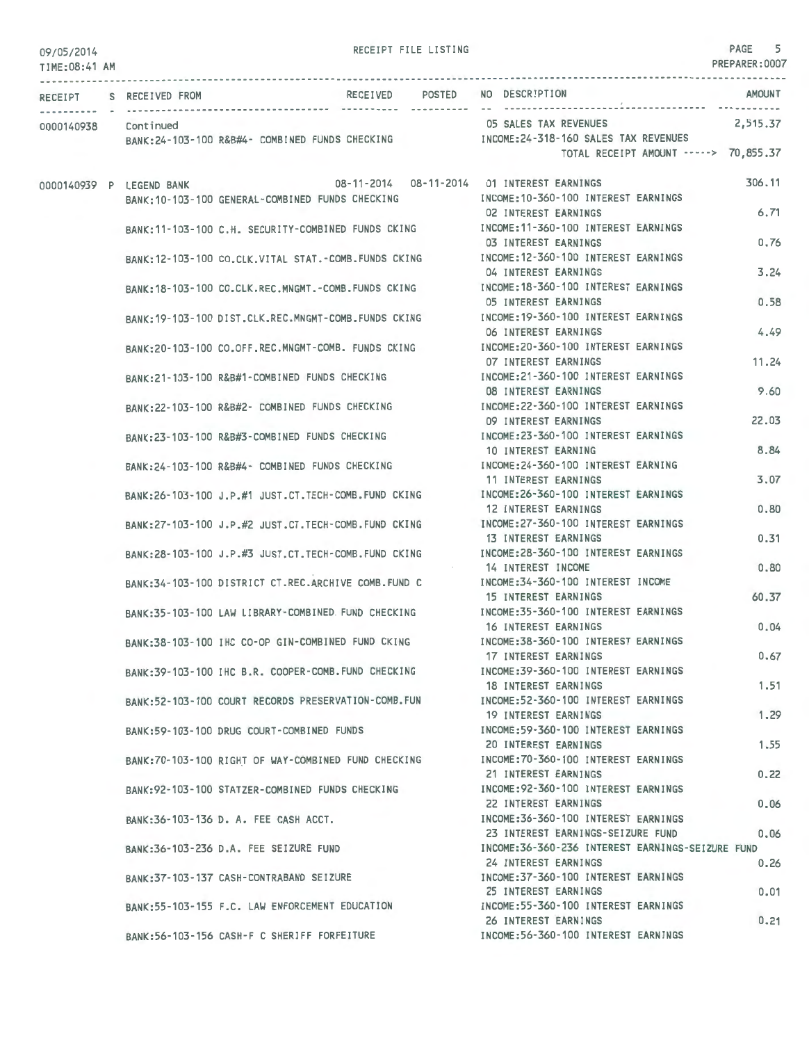RECEIPT FILE LISTING

09/05/2014
TIME:08:41 AM

PREPARER:0007

| RECEIPT | S | RECEIVED FROM | RECEIVED | POSTED | NO | DESCRIPTION | AMOUNT |
|---|---|---|---|---|---|---|---|
| 0000140938 | | Continued | | | 05 | SALES TAX REVENUES | 2,515.37 |
| | | BANK:24-103-100 R&B#4- COMBINED FUNDS CHECKING | | | | INCOME:24-318-160 SALES TAX REVENUES | |
| | | | | | | TOTAL RECEIPT AMOUNT -----> | 70,855.37 |
| 0000140939 | P | LEGEND BANK | 08-11-2014 | 08-11-2014 | 01 | INTEREST EARNINGS | 306.11 |
| | | BANK:10-103-100 GENERAL-COMBINED FUNDS CHECKING | | | | INCOME:10-360-100 INTEREST EARNINGS | |
| | | | | | 02 | INTEREST EARNINGS | 6.71 |
| | | BANK:11-103-100 C.H. SECURITY-COMBINED FUNDS CKING | | | | INCOME:11-360-100 INTEREST EARNINGS | |
| | | | | | 03 | INTEREST EARNINGS | 0.76 |
| | | BANK:12-103-100 CO.CLK.VITAL STAT.-COMB.FUNDS CKING | | | | INCOME:12-360-100 INTEREST EARNINGS | |
| | | | | | 04 | INTEREST EARNINGS | 3.24 |
| | | BANK:18-103-100 CO.CLK.REC.MNGMT.-COMB.FUNDS CKING | | | | INCOME:18-360-100 INTEREST EARNINGS | |
| | | | | | 05 | INTEREST EARNINGS | 0.58 |
| | | BANK:19-103-100 DIST.CLK.REC.MNGMT-COMB.FUNDS CKING | | | | INCOME:19-360-100 INTEREST EARNINGS | |
| | | | | | 06 | INTEREST EARNINGS | 4.49 |
| | | BANK:20-103-100 CO.OFF.REC.MNGMT-COMB. FUNDS CKING | | | | INCOME:20-360-100 INTEREST EARNINGS | |
| | | | | | 07 | INTEREST EARNINGS | 11.24 |
| | | BANK:21-103-100 R&B#1-COMBINED FUNDS CHECKING | | | | INCOME:21-360-100 INTEREST EARNINGS | |
| | | | | | 08 | INTEREST EARNINGS | 9.60 |
| | | BANK:22-103-100 R&B#2- COMBINED FUNDS CHECKING | | | | INCOME:22-360-100 INTEREST EARNINGS | |
| | | | | | 09 | INTEREST EARNINGS | 22.03 |
| | | BANK:23-103-100 R&B#3-COMBINED FUNDS CHECKING | | | | INCOME:23-360-100 INTEREST EARNINGS | |
| | | | | | 10 | INTEREST EARNING | 8.84 |
| | | BANK:24-103-100 R&B#4- COMBINED FUNDS CHECKING | | | | INCOME:24-360-100 INTEREST EARNING | |
| | | | | | 11 | INTEREST EARNINGS | 3.07 |
| | | BANK:26-103-100 J.P.#1 JUST.CT.TECH-COMB.FUND CKING | | | | INCOME:26-360-100 INTEREST EARNINGS | |
| | | | | | 12 | INTEREST EARNINGS | 0.80 |
| | | BANK:27-103-100 J.P.#2 JUST.CT.TECH-COMB.FUND CKING | | | | INCOME:27-360-100 INTEREST EARNINGS | |
| | | | | | 13 | INTEREST EARNINGS | 0.31 |
| | | BANK:28-103-100 J.P.#3 JUST.CT.TECH-COMB.FUND CKING | | | | INCOME:28-360-100 INTEREST EARNINGS | |
| | | | | | 14 | INTEREST INCOME | 0.80 |
| | | BANK:34-103-100 DISTRICT CT.REC.ARCHIVE COMB.FUND C | | | | INCOME:34-360-100 INTEREST INCOME | |
| | | | | | 15 | INTEREST EARNINGS | 60.37 |
| | | BANK:35-103-100 LAW LIBRARY-COMBINED FUND CHECKING | | | | INCOME:35-360-100 INTEREST EARNINGS | |
| | | | | | 16 | INTEREST EARNINGS | 0.04 |
| | | BANK:38-103-100 IHC CO-OP GIN-COMBINED FUND CKING | | | | INCOME:38-360-100 INTEREST EARNINGS | |
| | | | | | 17 | INTEREST EARNINGS | 0.67 |
| | | BANK:39-103-100 IHC B.R. COOPER-COMB.FUND CHECKING | | | | INCOME:39-360-100 INTEREST EARNINGS | |
| | | | | | 18 | INTEREST EARNINGS | 1.51 |
| | | BANK:52-103-100 COURT RECORDS PRESERVATION-COMB.FUN | | | | INCOME:52-360-100 INTEREST EARNINGS | |
| | | | | | 19 | INTEREST EARNINGS | 1.29 |
| | | BANK:59-103-100 DRUG COURT-COMBINED FUNDS | | | | INCOME:59-360-100 INTEREST EARNINGS | |
| | | | | | 20 | INTEREST EARNINGS | 1.55 |
| | | BANK:70-103-100 RIGHT OF WAY-COMBINED FUND CHECKING | | | | INCOME:70-360-100 INTEREST EARNINGS | |
| | | | | | 21 | INTEREST EARNINGS | 0.22 |
| | | BANK:92-103-100 STATZER-COMBINED FUNDS CHECKING | | | | INCOME:92-360-100 INTEREST EARNINGS | |
| | | | | | 22 | INTEREST EARNINGS | 0.06 |
| | | BANK:36-103-136 D. A. FEE CASH ACCT. | | | | INCOME:36-360-100 INTEREST EARNINGS | |
| | | | | | 23 | INTEREST EARNINGS-SEIZURE FUND | 0.06 |
| | | BANK:36-103-236 D.A. FEE SEIZURE FUND | | | | INCOME:36-360-236 INTEREST EARNINGS-SEIZURE FUND | |
| | | | | | 24 | INTEREST EARNINGS | 0.26 |
| | | BANK:37-103-137 CASH-CONTRABAND SEIZURE | | | | INCOME:37-360-100 INTEREST EARNINGS | |
| | | | | | 25 | INTEREST EARNINGS | 0.01 |
| | | BANK:55-103-155 F.C. LAW ENFORCEMENT EDUCATION | | | | INCOME:55-360-100 INTEREST EARNINGS | |
| | | | | | 26 | INTEREST EARNINGS | 0.21 |
| | | BANK:56-103-156 CASH-F C SHERIFF FORFEITURE | | | | INCOME:56-360-100 INTEREST EARNINGS | |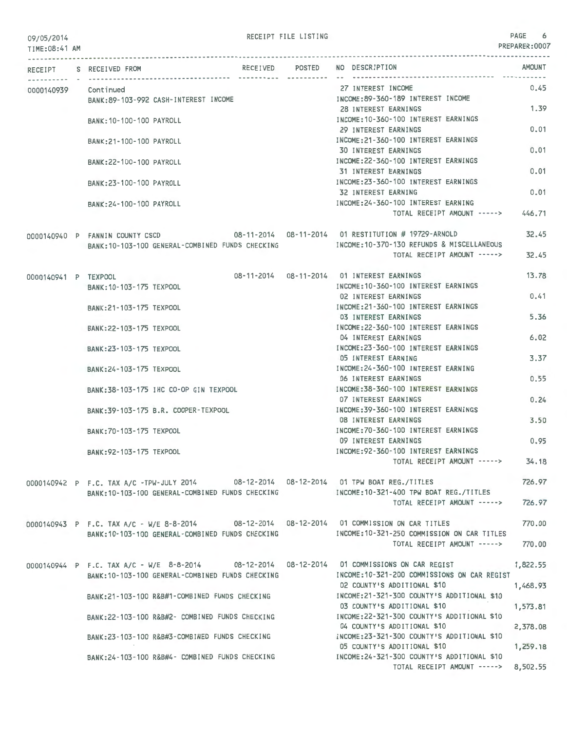RECEIPT FILE LISTING

| RECEIPT | S | RECEIVED FROM | RECEIVED | POSTED | NO | DESCRIPTION | AMOUNT |
|---|---|---|---|---|---|---|---|
| 0000140939 | | Continued | | | 27 | INTEREST INCOME | 0.45 |
| | | BANK:89-103-992 CASH-INTEREST INCOME | | | | INCOME:89-360-189 INTEREST INCOME | |
| | | | | | 28 | INTEREST EARNINGS | 1.39 |
| | | BANK:10-100-100 PAYROLL | | | | INCOME:10-360-100 INTEREST EARNINGS | |
| | | | | | 29 | INTEREST EARNINGS | 0.01 |
| | | BANK:21-100-100 PAYROLL | | | | INCOME:21-360-100 INTEREST EARNINGS | |
| | | | | | 30 | INTEREST EARNINGS | 0.01 |
| | | BANK:22-100-100 PAYROLL | | | | INCOME:22-360-100 INTEREST EARNINGS | |
| | | | | | 31 | INTEREST EARNINGS | 0.01 |
| | | BANK:23-100-100 PAYROLL | | | | INCOME:23-360-100 INTEREST EARNINGS | |
| | | | | | 32 | INTEREST EARNING | 0.01 |
| | | BANK:24-100-100 PAYROLL | | | | INCOME:24-360-100 INTEREST EARNING | |
| | | | | | | TOTAL RECEIPT AMOUNT -----> | 446.71 |
| 0000140940 | P | FANNIN COUNTY CSCD | 08-11-2014 | 08-11-2014 | 01 | RESTITUTION # 19729-ARNOLD | 32.45 |
| | | BANK:10-103-100 GENERAL-COMBINED FUNDS CHECKING | | | | INCOME:10-370-130 REFUNDS & MISCELLANEOUS | |
| | | | | | | TOTAL RECEIPT AMOUNT -----> | 32.45 |
| 0000140941 | P | TEXPOOL | 08-11-2014 | 08-11-2014 | 01 | INTEREST EARNINGS | 13.78 |
| | | BANK:10-103-175 TEXPOOL | | | | INCOME:10-360-100 INTEREST EARNINGS | |
| | | | | | 02 | INTEREST EARNINGS | 0.41 |
| | | BANK:21-103-175 TEXPOOL | | | | INCOME:21-360-100 INTEREST EARNINGS | |
| | | | | | 03 | INTEREST EARNINGS | 5.36 |
| | | BANK:22-103-175 TEXPOOL | | | | INCOME:22-360-100 INTEREST EARNINGS | |
| | | | | | 04 | INTEREST EARNINGS | 6.02 |
| | | BANK:23-103-175 TEXPOOL | | | | INCOME:23-360-100 INTEREST EARNINGS | |
| | | | | | 05 | INTEREST EARNING | 3.37 |
| | | BANK:24-103-175 TEXPOOL | | | | INCOME:24-360-100 INTEREST EARNING | |
| | | | | | 06 | INTEREST EARNINGS | 0.55 |
| | | BANK:38-103-175 IHC CO-OP GIN TEXPOOL | | | | INCOME:38-360-100 INTEREST EARNINGS | |
| | | | | | 07 | INTEREST EARNINGS | 0.24 |
| | | BANK:39-103-175 B.R. COOPER-TEXPOOL | | | | INCOME:39-360-100 INTEREST EARNINGS | |
| | | | | | 08 | INTEREST EARNINGS | 3.50 |
| | | BANK:70-103-175 TEXPOOL | | | | INCOME:70-360-100 INTEREST EARNINGS | |
| | | | | | 09 | INTEREST EARNINGS | 0.95 |
| | | BANK:92-103-175 TEXPOOL | | | | INCOME:92-360-100 INTEREST EARNINGS | |
| | | | | | | TOTAL RECEIPT AMOUNT -----> | 34.18 |
| 0000140942 | P | F.C. TAX A/C -TPW-JULY 2014 | 08-12-2014 | 08-12-2014 | 01 | TPW BOAT REG./TITLES | 726.97 |
| | | BANK:10-103-100 GENERAL-COMBINED FUNDS CHECKING | | | | INCOME:10-321-400 TPW BOAT REG./TITLES | |
| | | | | | | TOTAL RECEIPT AMOUNT -----> | 726.97 |
| 0000140943 | P | F.C. TAX A/C - W/E 8-8-2014 | 08-12-2014 | 08-12-2014 | 01 | COMMISSION ON CAR TITLES | 770.00 |
| | | BANK:10-103-100 GENERAL-COMBINED FUNDS CHECKING | | | | INCOME:10-321-250 COMMISSION ON CAR TITLES | |
| | | | | | | TOTAL RECEIPT AMOUNT -----> | 770.00 |
| 0000140944 | P | F.C. TAX A/C - W/E 8-8-2014 | 08-12-2014 | 08-12-2014 | 01 | COMMISSIONS ON CAR REGIST | 1,822.55 |
| | | BANK:10-103-100 GENERAL-COMBINED FUNDS CHECKING | | | | INCOME:10-321-200 COMMISSIONS ON CAR REGIST | |
| | | | | | 02 | COUNTY'S ADDITIONAL $10 | 1,468.93 |
| | | BANK:21-103-100 R&B#1-COMBINED FUNDS CHECKING | | | | INCOME:21-321-300 COUNTY'S ADDITIONAL $10 | |
| | | | | | 03 | COUNTY'S ADDITIONAL $10 | 1,573.81 |
| | | BANK:22-103-100 R&B#2- COMBINED FUNDS CHECKING | | | | INCOME:22-321-300 COUNTY'S ADDITIONAL $10 | |
| | | | | | 04 | COUNTY'S ADDITIONAL $10 | 2,378.08 |
| | | BANK:23-103-100 R&B#3-COMBINED FUNDS CHECKING | | | | INCOME:23-321-300 COUNTY'S ADDITIONAL $10 | |
| | | | | | 05 | COUNTY'S ADDITIONAL $10 | 1,259.18 |
| | | BANK:24-103-100 R&B#4- COMBINED FUNDS CHECKING | | | | INCOME:24-321-300 COUNTY'S ADDITIONAL $10 | |
| | | | | | | TOTAL RECEIPT AMOUNT -----> | 8,502.55 |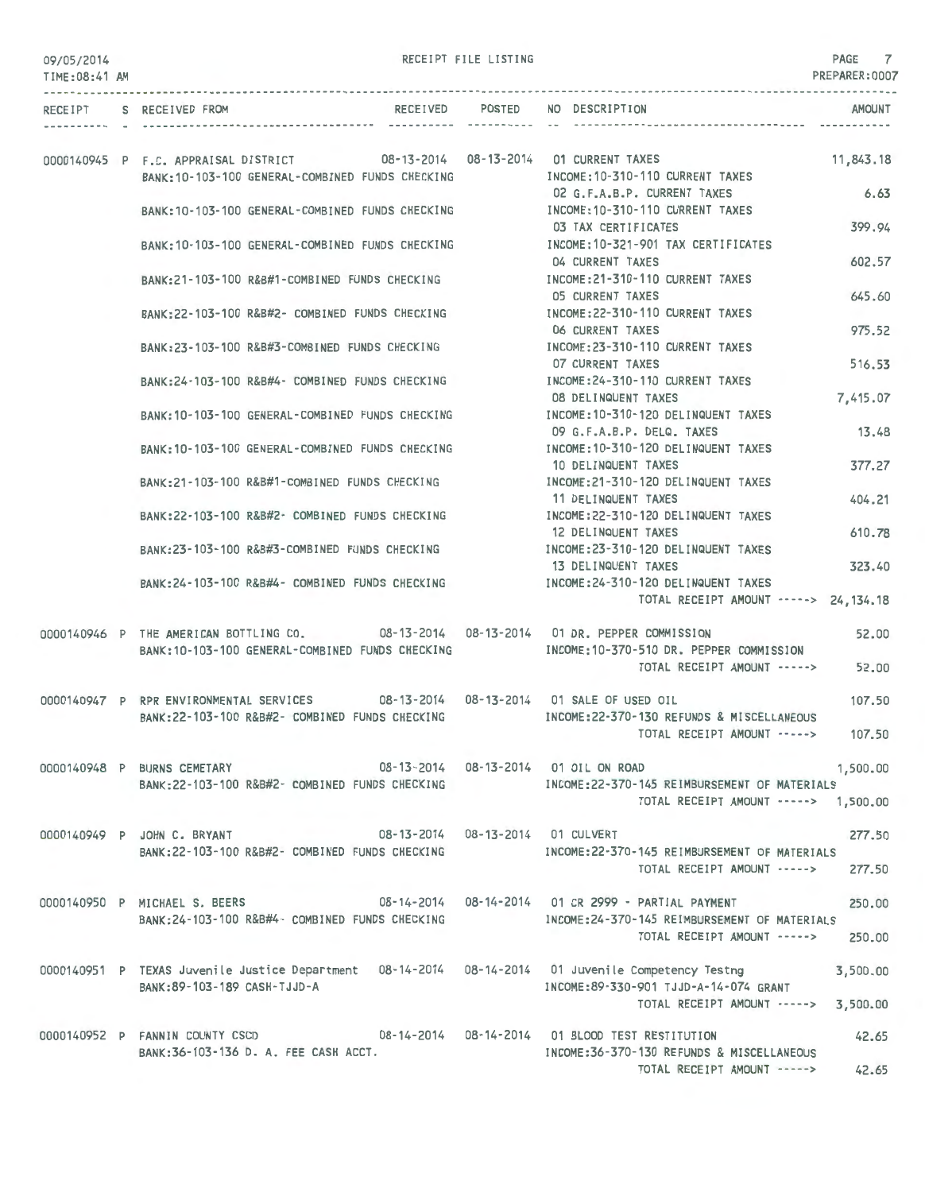09/05/2014 RECEIPT FILE LISTING PAGE 7
TIME:08:41 AM PREPARER:0007

| RECEIPT | S | RECEIVED FROM | RECEIVED | POSTED | NO | DESCRIPTION | AMOUNT |
|---|---|---|---|---|---|---|---|
| 0000140945 | P | F.C. APPRAISAL DISTRICT | 08-13-2014 | 08-13-2014 | 01 | CURRENT TAXES | 11,843.18 |
| | | BANK:10-103-100 GENERAL-COMBINED FUNDS CHECKING | | | | INCOME:10-310-110 CURRENT TAXES | |
| | | | | | 02 | G.F.A.B.P. CURRENT TAXES | 6.63 |
| | | BANK:10-103-100 GENERAL-COMBINED FUNDS CHECKING | | | | INCOME:10-310-110 CURRENT TAXES | |
| | | | | | 03 | TAX CERTIFICATES | 399.94 |
| | | BANK:10-103-100 GENERAL-COMBINED FUNDS CHECKING | | | | INCOME:10-321-901 TAX CERTIFICATES | |
| | | | | | 04 | CURRENT TAXES | 602.57 |
| | | BANK:21-103-100 R&B#1-COMBINED FUNDS CHECKING | | | | INCOME:21-310-110 CURRENT TAXES | |
| | | | | | 05 | CURRENT TAXES | 645.60 |
| | | BANK:22-103-100 R&B#2- COMBINED FUNDS CHECKING | | | | INCOME:22-310-110 CURRENT TAXES | |
| | | | | | 06 | CURRENT TAXES | 975.52 |
| | | BANK:23-103-100 R&B#3-COMBINED FUNDS CHECKING | | | | INCOME:23-310-110 CURRENT TAXES | |
| | | | | | 07 | CURRENT TAXES | 516.53 |
| | | BANK:24-103-100 R&B#4- COMBINED FUNDS CHECKING | | | | INCOME:24-310-110 CURRENT TAXES | |
| | | | | | 08 | DELINQUENT TAXES | 7,415.07 |
| | | BANK:10-103-100 GENERAL-COMBINED FUNDS CHECKING | | | | INCOME:10-310-120 DELINQUENT TAXES | |
| | | | | | 09 | G.F.A.B.P. DELQ. TAXES | 13.48 |
| | | BANK:10-103-100 GENERAL-COMBINED FUNDS CHECKING | | | | INCOME:10-310-120 DELINQUENT TAXES | |
| | | | | | 10 | DELINQUENT TAXES | 377.27 |
| | | BANK:21-103-100 R&B#1-COMBINED FUNDS CHECKING | | | | INCOME:21-310-120 DELINQUENT TAXES | |
| | | | | | 11 | DELINQUENT TAXES | 404.21 |
| | | BANK:22-103-100 R&B#2- COMBINED FUNDS CHECKING | | | | INCOME:22-310-120 DELINQUENT TAXES | |
| | | | | | 12 | DELINQUENT TAXES | 610.78 |
| | | BANK:23-103-100 R&B#3-COMBINED FUNDS CHECKING | | | | INCOME:23-310-120 DELINQUENT TAXES | |
| | | | | | 13 | DELINQUENT TAXES | 323.40 |
| | | BANK:24-103-100 R&B#4- COMBINED FUNDS CHECKING | | | | INCOME:24-310-120 DELINQUENT TAXES | |
| | | | | | | TOTAL RECEIPT AMOUNT -----> | 24,134.18 |
| 0000140946 | P | THE AMERICAN BOTTLING CO. | 08-13-2014 | 08-13-2014 | 01 | DR. PEPPER COMMISSION | 52.00 |
| | | BANK:10-103-100 GENERAL-COMBINED FUNDS CHECKING | | | | INCOME:10-370-510 DR. PEPPER COMMISSION | |
| | | | | | | TOTAL RECEIPT AMOUNT -----> | 52.00 |
| 0000140947 | P | RPR ENVIRONMENTAL SERVICES | 08-13-2014 | 08-13-2014 | 01 | SALE OF USED OIL | 107.50 |
| | | BANK:22-103-100 R&B#2- COMBINED FUNDS CHECKING | | | | INCOME:22-370-130 REFUNDS & MISCELLANEOUS | |
| | | | | | | TOTAL RECEIPT AMOUNT -----> | 107.50 |
| 0000140948 | P | BURNS CEMETARY | 08-13-2014 | 08-13-2014 | 01 | OIL ON ROAD | 1,500.00 |
| | | BANK:22-103-100 R&B#2- COMBINED FUNDS CHECKING | | | | INCOME:22-370-145 REIMBURSEMENT OF MATERIALS | |
| | | | | | | TOTAL RECEIPT AMOUNT -----> | 1,500.00 |
| 0000140949 | P | JOHN C. BRYANT | 08-13-2014 | 08-13-2014 | 01 | CULVERT | 277.50 |
| | | BANK:22-103-100 R&B#2- COMBINED FUNDS CHECKING | | | | INCOME:22-370-145 REIMBURSEMENT OF MATERIALS | |
| | | | | | | TOTAL RECEIPT AMOUNT -----> | 277.50 |
| 0000140950 | P | MICHAEL S. BEERS | 08-14-2014 | 08-14-2014 | 01 | CR 2999 - PARTIAL PAYMENT | 250.00 |
| | | BANK:24-103-100 R&B#4- COMBINED FUNDS CHECKING | | | | INCOME:24-370-145 REIMBURSEMENT OF MATERIALS | |
| | | | | | | TOTAL RECEIPT AMOUNT -----> | 250.00 |
| 0000140951 | P | TEXAS Juvenile Justice Department | 08-14-2014 | 08-14-2014 | 01 | Juvenile Competency Testng | 3,500.00 |
| | | BANK:89-103-189 CASH-TJJD-A | | | | INCOME:89-330-901 TJJD-A-14-074 GRANT | |
| | | | | | | TOTAL RECEIPT AMOUNT -----> | 3,500.00 |
| 0000140952 | P | FANNIN COUNTY CSCD | 08-14-2014 | 08-14-2014 | 01 | BLOOD TEST RESTITUTION | 42.65 |
| | | BANK:36-103-136 D. A. FEE CASH ACCT. | | | | INCOME:36-370-130 REFUNDS & MISCELLANEOUS | |
| | | | | | | TOTAL RECEIPT AMOUNT -----> | 42.65 |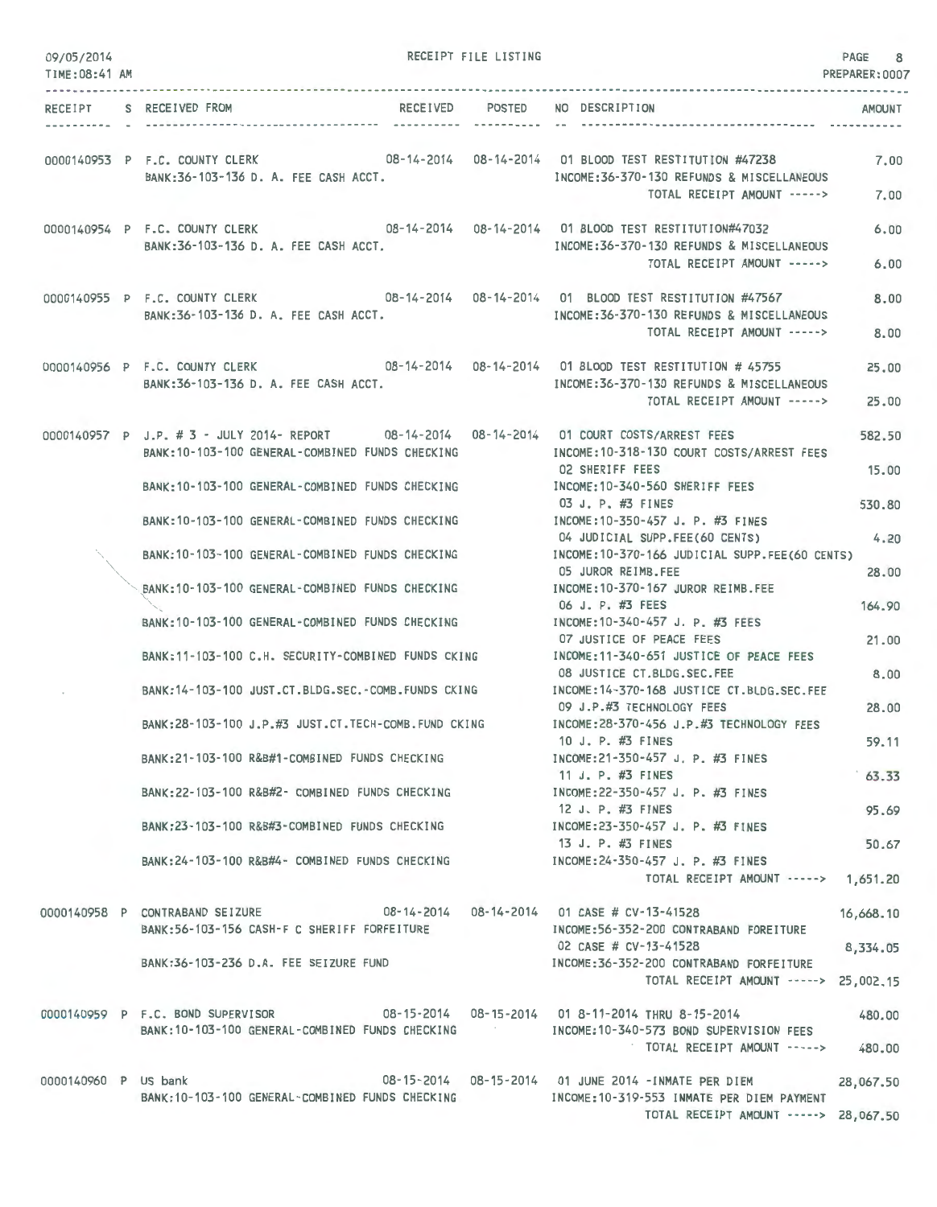RECEIPT FILE LISTING

| RECEIPT | S | RECEIVED FROM | RECEIVED | POSTED | NO | DESCRIPTION | AMOUNT |
|---|---|---|---|---|---|---|---|
| 0000140953 | P | F.C. COUNTY CLERK | 08-14-2014 | 08-14-2014 | 01 | BLOOD TEST RESTITUTION #47238 | 7.00 |
| | | BANK:36-103-136 D. A. FEE CASH ACCT. | | | | INCOME:36-370-130 REFUNDS & MISCELLANEOUS | |
| | | | | | | TOTAL RECEIPT AMOUNT -----> | 7.00 |
| 0000140954 | P | F.C. COUNTY CLERK | 08-14-2014 | 08-14-2014 | 01 | BLOOD TEST RESTITUTION#47032 | 6.00 |
| | | BANK:36-103-136 D. A. FEE CASH ACCT. | | | | INCOME:36-370-130 REFUNDS & MISCELLANEOUS | |
| | | | | | | TOTAL RECEIPT AMOUNT -----> | 6.00 |
| 0000140955 | P | F.C. COUNTY CLERK | 08-14-2014 | 08-14-2014 | 01 | BLOOD TEST RESTITUTION #47567 | 8.00 |
| | | BANK:36-103-136 D. A. FEE CASH ACCT. | | | | INCOME:36-370-130 REFUNDS & MISCELLANEOUS | |
| | | | | | | TOTAL RECEIPT AMOUNT -----> | 8.00 |
| 0000140956 | P | F.C. COUNTY CLERK | 08-14-2014 | 08-14-2014 | 01 | BLOOD TEST RESTITUTION # 45755 | 25.00 |
| | | BANK:36-103-136 D. A. FEE CASH ACCT. | | | | INCOME:36-370-130 REFUNDS & MISCELLANEOUS | |
| | | | | | | TOTAL RECEIPT AMOUNT -----> | 25.00 |
| 0000140957 | P | J.P. # 3 - JULY 2014- REPORT | 08-14-2014 | 08-14-2014 | 01 | COURT COSTS/ARREST FEES | 582.50 |
| | | BANK:10-103-100 GENERAL-COMBINED FUNDS CHECKING | | | | INCOME:10-318-130 COURT COSTS/ARREST FEES | |
| | | | | | 02 | SHERIFF FEES | 15.00 |
| | | BANK:10-103-100 GENERAL-COMBINED FUNDS CHECKING | | | | INCOME:10-340-560 SHERIFF FEES | |
| | | | | | 03 | J. P. #3 FINES | 530.80 |
| | | BANK:10-103-100 GENERAL-COMBINED FUNDS CHECKING | | | | INCOME:10-350-457 J. P. #3 FINES | |
| | | | | | 04 | JUDICIAL SUPP.FEE(60 CENTS) | 4.20 |
| | | BANK:10-103-100 GENERAL-COMBINED FUNDS CHECKING | | | | INCOME:10-370-166 JUDICIAL SUPP.FEE(60 CENTS) | |
| | | | | | 05 | JUROR REIMB.FEE | 28.00 |
| | | BANK:10-103-100 GENERAL-COMBINED FUNDS CHECKING | | | | INCOME:10-370-167 JUROR REIMB.FEE | |
| | | | | | 06 | J. P. #3 FEES | 164.90 |
| | | BANK:10-103-100 GENERAL-COMBINED FUNDS CHECKING | | | | INCOME:10-340-457 J. P. #3 FEES | |
| | | | | | 07 | JUSTICE OF PEACE FEES | 21.00 |
| | | BANK:11-103-100 C.H. SECURITY-COMBINED FUNDS CKING | | | | INCOME:11-340-651 JUSTICE OF PEACE FEES | |
| | | | | | 08 | JUSTICE CT.BLDG.SEC.FEE | 8.00 |
| | | BANK:14-103-100 JUST.CT.BLDG.SEC.-COMB.FUNDS CKING | | | | INCOME:14-370-168 JUSTICE CT.BLDG.SEC.FEE | |
| | | | | | 09 | J.P.#3 TECHNOLOGY FEES | 28.00 |
| | | BANK:28-103-100 J.P.#3 JUST.CT.TECH-COMB.FUND CKING | | | | INCOME:28-370-456 J.P.#3 TECHNOLOGY FEES | |
| | | | | | 10 | J. P. #3 FINES | 59.11 |
| | | BANK:21-103-100 R&B#1-COMBINED FUNDS CHECKING | | | | INCOME:21-350-457 J. P. #3 FINES | |
| | | | | | 11 | J. P. #3 FINES | 63.33 |
| | | BANK:22-103-100 R&B#2- COMBINED FUNDS CHECKING | | | | INCOME:22-350-457 J. P. #3 FINES | |
| | | | | | 12 | J. P. #3 FINES | 95.69 |
| | | BANK:23-103-100 R&B#3-COMBINED FUNDS CHECKING | | | | INCOME:23-350-457 J. P. #3 FINES | |
| | | | | | 13 | J. P. #3 FINES | 50.67 |
| | | BANK:24-103-100 R&B#4- COMBINED FUNDS CHECKING | | | | INCOME:24-350-457 J. P. #3 FINES | |
| | | | | | | TOTAL RECEIPT AMOUNT -----> | 1,651.20 |
| 0000140958 | P | CONTRABAND SEIZURE | 08-14-2014 | 08-14-2014 | 01 | CASE # CV-13-41528 | 16,668.10 |
| | | BANK:56-103-156 CASH-F C SHERIFF FORFEITURE | | | | INCOME:56-352-200 CONTRABAND FOREITURE | |
| | | | | | 02 | CASE # CV-13-41528 | 8,334.05 |
| | | BANK:36-103-236 D.A. FEE SEIZURE FUND | | | | INCOME:36-352-200 CONTRABAND FORFEITURE | |
| | | | | | | TOTAL RECEIPT AMOUNT -----> | 25,002.15 |
| 0000140959 | P | F.C. BOND SUPERVISOR | 08-15-2014 | 08-15-2014 | 01 | 8-11-2014 THRU 8-15-2014 | 480.00 |
| | | BANK:10-103-100 GENERAL-COMBINED FUNDS CHECKING | | | | INCOME:10-340-573 BOND SUPERVISION FEES | |
| | | | | | | TOTAL RECEIPT AMOUNT -----> | 480.00 |
| 0000140960 | P | US bank | 08-15-2014 | 08-15-2014 | 01 | JUNE 2014 -INMATE PER DIEM | 28,067.50 |
| | | BANK:10-103-100 GENERAL-COMBINED FUNDS CHECKING | | | | INCOME:10-319-553 INMATE PER DIEM PAYMENT | |
| | | | | | | TOTAL RECEIPT AMOUNT -----> | 28,067.50 |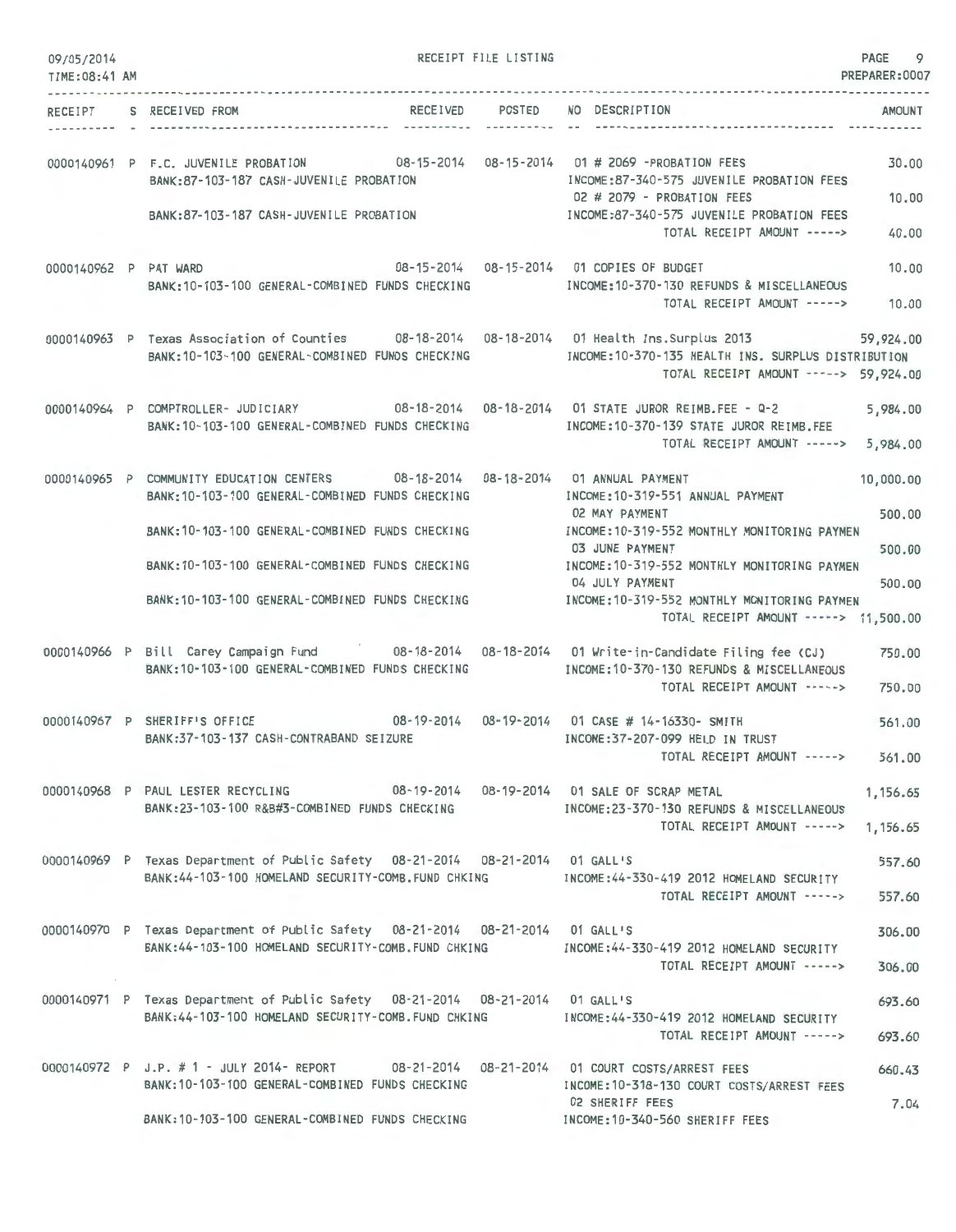09/05/2014 RECEIPT FILE LISTING PAGE 9
TIME:08:41 AM PREPARER:0007

| RECEIPT | S | RECEIVED FROM | RECEIVED | POSTED | NO | DESCRIPTION | AMOUNT |
|---|---|---|---|---|---|---|---|
| 0000140961 | P | F.C. JUVENILE PROBATION | 08-15-2014 | 08-15-2014 | 01 | # 2069 -PROBATION FEES | 30.00 |
| | | BANK:87-103-187 CASH-JUVENILE PROBATION | | | | INCOME:87-340-575 JUVENILE PROBATION FEES | |
| | | | | | 02 | # 2079 - PROBATION FEES | 10.00 |
| | | BANK:87-103-187 CASH-JUVENILE PROBATION | | | | INCOME:87-340-575 JUVENILE PROBATION FEES | |
| | | | | | | TOTAL RECEIPT AMOUNT -----> | 40.00 |
| 0000140962 | P | PAT WARD | 08-15-2014 | 08-15-2014 | 01 | COPIES OF BUDGET | 10.00 |
| | | BANK:10-103-100 GENERAL-COMBINED FUNDS CHECKING | | | | INCOME:10-370-130 REFUNDS & MISCELLANEOUS | |
| | | | | | | TOTAL RECEIPT AMOUNT -----> | 10.00 |
| 0000140963 | P | Texas Association of Counties | 08-18-2014 | 08-18-2014 | 01 | Health Ins.Surplus 2013 | 59,924.00 |
| | | BANK:10-103-100 GENERAL-COMBINED FUNDS CHECKING | | | | INCOME:10-370-135 HEALTH INS. SURPLUS DISTRIBUTION | |
| | | | | | | TOTAL RECEIPT AMOUNT -----> | 59,924.00 |
| 0000140964 | P | COMPTROLLER- JUDICIARY | 08-18-2014 | 08-18-2014 | 01 | STATE JUROR REIMB.FEE - Q-2 | 5,984.00 |
| | | BANK:10-103-100 GENERAL-COMBINED FUNDS CHECKING | | | | INCOME:10-370-139 STATE JUROR REIMB.FEE | |
| | | | | | | TOTAL RECEIPT AMOUNT -----> | 5,984.00 |
| 0000140965 | P | COMMUNITY EDUCATION CENTERS | 08-18-2014 | 08-18-2014 | 01 | ANNUAL PAYMENT | 10,000.00 |
| | | BANK:10-103-100 GENERAL-COMBINED FUNDS CHECKING | | | | INCOME:10-319-551 ANNUAL PAYMENT | |
| | | | | | 02 | MAY PAYMENT | 500.00 |
| | | BANK:10-103-100 GENERAL-COMBINED FUNDS CHECKING | | | | INCOME:10-319-552 MONTHLY MONITORING PAYMEN | |
| | | | | | 03 | JUNE PAYMENT | 500.00 |
| | | BANK:10-103-100 GENERAL-COMBINED FUNDS CHECKING | | | | INCOME:10-319-552 MONTHLY MONITORING PAYMEN | |
| | | | | | 04 | JULY PAYMENT | 500.00 |
| | | BANK:10-103-100 GENERAL-COMBINED FUNDS CHECKING | | | | INCOME:10-319-552 MONTHLY MONITORING PAYMEN | |
| | | | | | | TOTAL RECEIPT AMOUNT -----> | 11,500.00 |
| 0000140966 | P | Bill Carey Campaign Fund | 08-18-2014 | 08-18-2014 | 01 | Write-in-Candidate Filing fee (CJ) | 750.00 |
| | | BANK:10-103-100 GENERAL-COMBINED FUNDS CHECKING | | | | INCOME:10-370-130 REFUNDS & MISCELLANEOUS | |
| | | | | | | TOTAL RECEIPT AMOUNT -----> | 750.00 |
| 0000140967 | P | SHERIFF'S OFFICE | 08-19-2014 | 08-19-2014 | 01 | CASE # 14-16330- SMITH | 561.00 |
| | | BANK:37-103-137 CASH-CONTRABAND SEIZURE | | | | INCOME:37-207-099 HELD IN TRUST | |
| | | | | | | TOTAL RECEIPT AMOUNT -----> | 561.00 |
| 0000140968 | P | PAUL LESTER RECYCLING | 08-19-2014 | 08-19-2014 | 01 | SALE OF SCRAP METAL | 1,156.65 |
| | | BANK:23-103-100 R&B#3-COMBINED FUNDS CHECKING | | | | INCOME:23-370-130 REFUNDS & MISCELLANEOUS | |
| | | | | | | TOTAL RECEIPT AMOUNT -----> | 1,156.65 |
| 0000140969 | P | Texas Department of Public Safety | 08-21-2014 | 08-21-2014 | 01 | GALL'S | 557.60 |
| | | BANK:44-103-100 HOMELAND SECURITY-COMB.FUND CHKING | | | | INCOME:44-330-419 2012 HOMELAND SECURITY | |
| | | | | | | TOTAL RECEIPT AMOUNT -----> | 557.60 |
| 0000140970 | P | Texas Department of Public Safety | 08-21-2014 | 08-21-2014 | 01 | GALL'S | 306.00 |
| | | BANK:44-103-100 HOMELAND SECURITY-COMB.FUND CHKING | | | | INCOME:44-330-419 2012 HOMELAND SECURITY | |
| | | | | | | TOTAL RECEIPT AMOUNT -----> | 306.00 |
| 0000140971 | P | Texas Department of Public Safety | 08-21-2014 | 08-21-2014 | 01 | GALL'S | 693.60 |
| | | BANK:44-103-100 HOMELAND SECURITY-COMB.FUND CHKING | | | | INCOME:44-330-419 2012 HOMELAND SECURITY | |
| | | | | | | TOTAL RECEIPT AMOUNT -----> | 693.60 |
| 0000140972 | P | J.P. # 1 - JULY 2014- REPORT | 08-21-2014 | 08-21-2014 | 01 | COURT COSTS/ARREST FEES | 660.43 |
| | | BANK:10-103-100 GENERAL-COMBINED FUNDS CHECKING | | | | INCOME:10-318-130 COURT COSTS/ARREST FEES | |
| | | | | | 02 | SHERIFF FEES | 7.04 |
| | | BANK:10-103-100 GENERAL-COMBINED FUNDS CHECKING | | | | INCOME:10-340-560 SHERIFF FEES | |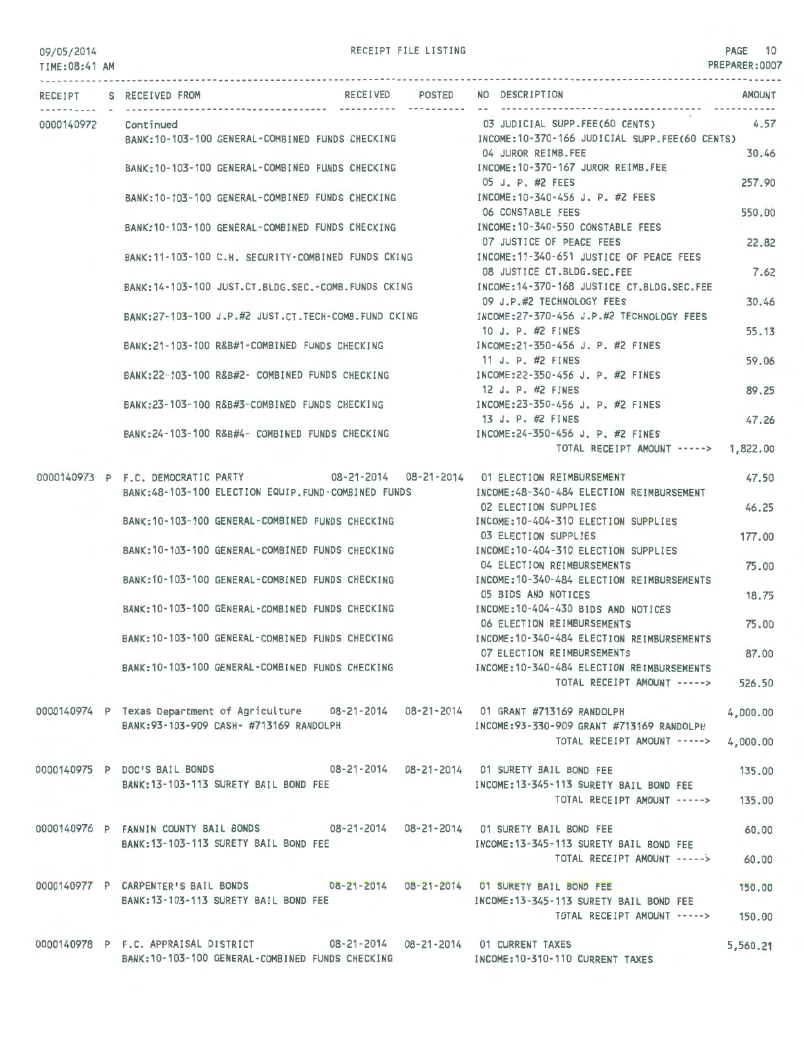| RECEIPT | S | RECEIVED FROM | RECEIVED | POSTED | NO | DESCRIPTION | AMOUNT |
|---|---|---|---|---|---|---|---|
| 0000140972 | | Continued | | | 03 | JUDICIAL SUPP.FEE(60 CENTS) | 4.57 |
| | | BANK:10-103-100 GENERAL-COMBINED FUNDS CHECKING | | | | INCOME:10-370-166 JUDICIAL SUPP.FEE(60 CENTS) | |
| | | | | | 04 | JUROR REIMB.FEE | 30.46 |
| | | BANK:10-103-100 GENERAL-COMBINED FUNDS CHECKING | | | | INCOME:10-370-167 JUROR REIMB.FEE | |
| | | | | | 05 | J. P. #2 FEES | 257.90 |
| | | BANK:10-103-100 GENERAL-COMBINED FUNDS CHECKING | | | | INCOME:10-340-456 J. P. #2 FEES | |
| | | | | | 06 | CONSTABLE FEES | 550.00 |
| | | BANK:10-103-100 GENERAL-COMBINED FUNDS CHECKING | | | | INCOME:10-340-550 CONSTABLE FEES | |
| | | | | | 07 | JUSTICE OF PEACE FEES | 22.82 |
| | | BANK:11-103-100 C.H. SECURITY-COMBINED FUNDS CKING | | | | INCOME:11-340-651 JUSTICE OF PEACE FEES | |
| | | | | | 08 | JUSTICE CT.BLDG.SEC.FEE | 7.62 |
| | | BANK:14-103-100 JUST.CT.BLDG.SEC.-COMB.FUNDS CKING | | | | INCOME:14-370-168 JUSTICE CT.BLDG.SEC.FEE | |
| | | | | | 09 | J.P.#2 TECHNOLOGY FEES | 30.46 |
| | | BANK:27-103-100 J.P.#2 JUST.CT.TECH-COMB.FUND CKING | | | | INCOME:27-370-456 J.P.#2 TECHNOLOGY FEES | |
| | | | | | 10 | J. P. #2 FINES | 55.13 |
| | | BANK:21-103-100 R&B#1-COMBINED FUNDS CHECKING | | | | INCOME:21-350-456 J. P. #2 FINES | |
| | | | | | 11 | J. P. #2 FINES | 59.06 |
| | | BANK:22-103-100 R&B#2- COMBINED FUNDS CHECKING | | | | INCOME:22-350-456 J. P. #2 FINES | |
| | | | | | 12 | J. P. #2 FINES | 89.25 |
| | | BANK:23-103-100 R&B#3-COMBINED FUNDS CHECKING | | | | INCOME:23-350-456 J. P. #2 FINES | |
| | | | | | 13 | J. P. #2 FINES | 47.26 |
| | | BANK:24-103-100 R&B#4- COMBINED FUNDS CHECKING | | | | INCOME:24-350-456 J. P. #2 FINES | |
| | | | | | | TOTAL RECEIPT AMOUNT -----> | 1,822.00 |
| 0000140973 | P | F.C. DEMOCRATIC PARTY | 08-21-2014 | 08-21-2014 | 01 | ELECTION REIMBURSEMENT | 47.50 |
| | | BANK:48-103-100 ELECTION EQUIP.FUND-COMBINED FUNDS | | | | INCOME:48-340-484 ELECTION REIMBURSEMENT | |
| | | | | | 02 | ELECTION SUPPLIES | 46.25 |
| | | BANK:10-103-100 GENERAL-COMBINED FUNDS CHECKING | | | | INCOME:10-404-310 ELECTION SUPPLIES | |
| | | | | | 03 | ELECTION SUPPLIES | 177.00 |
| | | BANK:10-103-100 GENERAL-COMBINED FUNDS CHECKING | | | | INCOME:10-404-310 ELECTION SUPPLIES | |
| | | | | | 04 | ELECTION REIMBURSEMENTS | 75.00 |
| | | BANK:10-103-100 GENERAL-COMBINED FUNDS CHECKING | | | | INCOME:10-340-484 ELECTION REIMBURSEMENTS | |
| | | | | | 05 | BIDS AND NOTICES | 18.75 |
| | | BANK:10-103-100 GENERAL-COMBINED FUNDS CHECKING | | | | INCOME:10-404-430 BIDS AND NOTICES | |
| | | | | | 06 | ELECTION REIMBURSEMENTS | 75.00 |
| | | BANK:10-103-100 GENERAL-COMBINED FUNDS CHECKING | | | | INCOME:10-340-484 ELECTION REIMBURSEMENTS | |
| | | | | | 07 | ELECTION REIMBURSEMENTS | 87.00 |
| | | BANK:10-103-100 GENERAL-COMBINED FUNDS CHECKING | | | | INCOME:10-340-484 ELECTION REIMBURSEMENTS | |
| | | | | | | TOTAL RECEIPT AMOUNT -----> | 526.50 |
| 0000140974 | P | Texas Department of Agriculture | 08-21-2014 | 08-21-2014 | 01 | GRANT #713169 RANDOLPH | 4,000.00 |
| | | BANK:93-103-909 CASH- #713169 RANDOLPH | | | | INCOME:93-330-909 GRANT #713169 RANDOLPH | |
| | | | | | | TOTAL RECEIPT AMOUNT -----> | 4,000.00 |
| 0000140975 | P | DOC'S BAIL BONDS | 08-21-2014 | 08-21-2014 | 01 | SURETY BAIL BOND FEE | 135.00 |
| | | BANK:13-103-113 SURETY BAIL BOND FEE | | | | INCOME:13-345-113 SURETY BAIL BOND FEE | |
| | | | | | | TOTAL RECEIPT AMOUNT -----> | 135.00 |
| 0000140976 | P | FANNIN COUNTY BAIL BONDS | 08-21-2014 | 08-21-2014 | 01 | SURETY BAIL BOND FEE | 60.00 |
| | | BANK:13-103-113 SURETY BAIL BOND FEE | | | | INCOME:13-345-113 SURETY BAIL BOND FEE | |
| | | | | | | TOTAL RECEIPT AMOUNT -----> | 60.00 |
| 0000140977 | P | CARPENTER'S BAIL BONDS | 08-21-2014 | 08-21-2014 | 01 | SURETY BAIL BOND FEE | 150.00 |
| | | BANK:13-103-113 SURETY BAIL BOND FEE | | | | INCOME:13-345-113 SURETY BAIL BOND FEE | |
| | | | | | | TOTAL RECEIPT AMOUNT -----> | 150.00 |
| 0000140978 | P | F.C. APPRAISAL DISTRICT | 08-21-2014 | 08-21-2014 | 01 | CURRENT TAXES | 5,560.21 |
| | | BANK:10-103-100 GENERAL-COMBINED FUNDS CHECKING | | | | INCOME:10-310-110 CURRENT TAXES | |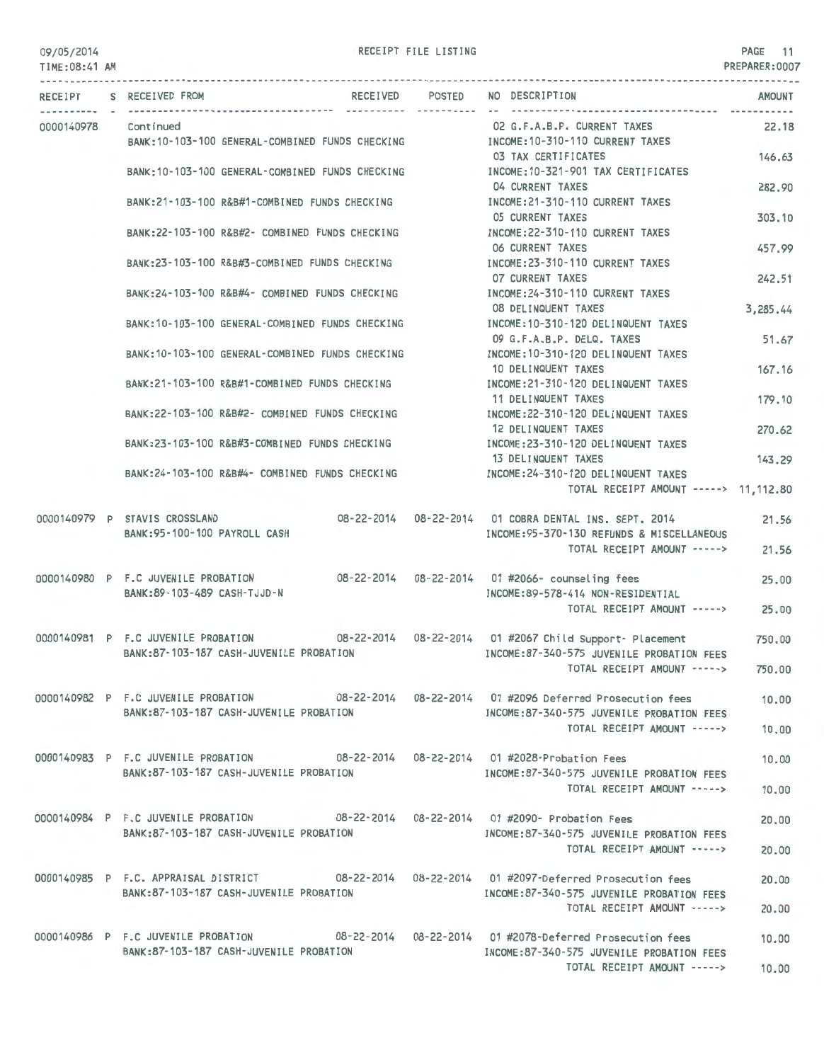RECEIPT FILE LISTING

09/05/2014
TIME:08:41 AM
PREPARER:0007

| RECEIPT | S | RECEIVED FROM | RECEIVED | POSTED | NO DESCRIPTION | AMOUNT |
|---|---|---|---|---|---|---|
| 0000140978 | | Continued | | | 02 G.F.A.B.P. CURRENT TAXES | 22.18 |
| | | BANK:10-103-100 GENERAL-COMBINED FUNDS CHECKING | | | INCOME:10-310-110 CURRENT TAXES | |
| | | | | | 03 TAX CERTIFICATES | 146.63 |
| | | BANK:10-103-100 GENERAL-COMBINED FUNDS CHECKING | | | INCOME:10-321-901 TAX CERTIFICATES | |
| | | | | | 04 CURRENT TAXES | 282.90 |
| | | BANK:21-103-100 R&B#1-COMBINED FUNDS CHECKING | | | INCOME:21-310-110 CURRENT TAXES | |
| | | | | | 05 CURRENT TAXES | 303.10 |
| | | BANK:22-103-100 R&B#2- COMBINED FUNDS CHECKING | | | INCOME:22-310-110 CURRENT TAXES | |
| | | | | | 06 CURRENT TAXES | 457.99 |
| | | BANK:23-103-100 R&B#3-COMBINED FUNDS CHECKING | | | INCOME:23-310-110 CURRENT TAXES | |
| | | | | | 07 CURRENT TAXES | 242.51 |
| | | BANK:24-103-100 R&B#4- COMBINED FUNDS CHECKING | | | INCOME:24-310-110 CURRENT TAXES | |
| | | | | | 08 DELINQUENT TAXES | 3,285.44 |
| | | BANK:10-103-100 GENERAL-COMBINED FUNDS CHECKING | | | INCOME:10-310-120 DELINQUENT TAXES | |
| | | | | | 09 G.F.A.B.P. DELQ. TAXES | 51.67 |
| | | BANK:10-103-100 GENERAL-COMBINED FUNDS CHECKING | | | INCOME:10-310-120 DELINQUENT TAXES | |
| | | | | | 10 DELINQUENT TAXES | 167.16 |
| | | BANK:21-103-100 R&B#1-COMBINED FUNDS CHECKING | | | INCOME:21-310-120 DELINQUENT TAXES | |
| | | | | | 11 DELINQUENT TAXES | 179.10 |
| | | BANK:22-103-100 R&B#2- COMBINED FUNDS CHECKING | | | INCOME:22-310-120 DELINQUENT TAXES | |
| | | | | | 12 DELINQUENT TAXES | 270.62 |
| | | BANK:23-103-100 R&B#3-COMBINED FUNDS CHECKING | | | INCOME:23-310-120 DELINQUENT TAXES | |
| | | | | | 13 DELINQUENT TAXES | 143.29 |
| | | BANK:24-103-100 R&B#4- COMBINED FUNDS CHECKING | | | INCOME:24-310-120 DELINQUENT TAXES | |
| | | | | | TOTAL RECEIPT AMOUNT -----> | 11,112.80 |
| 0000140979 | P | STAVIS CROSSLAND | 08-22-2014 | 08-22-2014 | 01 COBRA DENTAL INS. SEPT. 2014 | 21.56 |
| | | BANK:95-100-100 PAYROLL CASH | | | INCOME:95-370-130 REFUNDS & MISCELLANEOUS | |
| | | | | | TOTAL RECEIPT AMOUNT -----> | 21.56 |
| 0000140980 | P | F.C JUVENILE PROBATION | 08-22-2014 | 08-22-2014 | 01 #2066- counseling fees | 25.00 |
| | | BANK:89-103-489 CASH-TJJD-N | | | INCOME:89-578-414 NON-RESIDENTIAL | |
| | | | | | TOTAL RECEIPT AMOUNT -----> | 25.00 |
| 0000140981 | P | F.C JUVENILE PROBATION | 08-22-2014 | 08-22-2014 | 01 #2067 Child Support- Placement | 750.00 |
| | | BANK:87-103-187 CASH-JUVENILE PROBATION | | | INCOME:87-340-575 JUVENILE PROBATION FEES | |
| | | | | | TOTAL RECEIPT AMOUNT -----> | 750.00 |
| 0000140982 | P | F.C JUVENILE PROBATION | 08-22-2014 | 08-22-2014 | 01 #2096 Deferred Prosecution fees | 10.00 |
| | | BANK:87-103-187 CASH-JUVENILE PROBATION | | | INCOME:87-340-575 JUVENILE PROBATION FEES | |
| | | | | | TOTAL RECEIPT AMOUNT -----> | 10.00 |
| 0000140983 | P | F.C JUVENILE PROBATION | 08-22-2014 | 08-22-2014 | 01 #2028-Probation Fees | 10.00 |
| | | BANK:87-103-187 CASH-JUVENILE PROBATION | | | INCOME:87-340-575 JUVENILE PROBATION FEES | |
| | | | | | TOTAL RECEIPT AMOUNT -----> | 10.00 |
| 0000140984 | P | F.C JUVENILE PROBATION | 08-22-2014 | 08-22-2014 | 01 #2090- Probation Fees | 20.00 |
| | | BANK:87-103-187 CASH-JUVENILE PROBATION | | | INCOME:87-340-575 JUVENILE PROBATION FEES | |
| | | | | | TOTAL RECEIPT AMOUNT -----> | 20.00 |
| 0000140985 | P | F.C. APPRAISAL DISTRICT | 08-22-2014 | 08-22-2014 | 01 #2097-Deferred Prosecution fees | 20.00 |
| | | BANK:87-103-187 CASH-JUVENILE PROBATION | | | INCOME:87-340-575 JUVENILE PROBATION FEES | |
| | | | | | TOTAL RECEIPT AMOUNT -----> | 20.00 |
| 0000140986 | P | F.C JUVENILE PROBATION | 08-22-2014 | 08-22-2014 | 01 #2078-Deferred Prosecution fees | 10.00 |
| | | BANK:87-103-187 CASH-JUVENILE PROBATION | | | INCOME:87-340-575 JUVENILE PROBATION FEES | |
| | | | | | TOTAL RECEIPT AMOUNT -----> | 10.00 |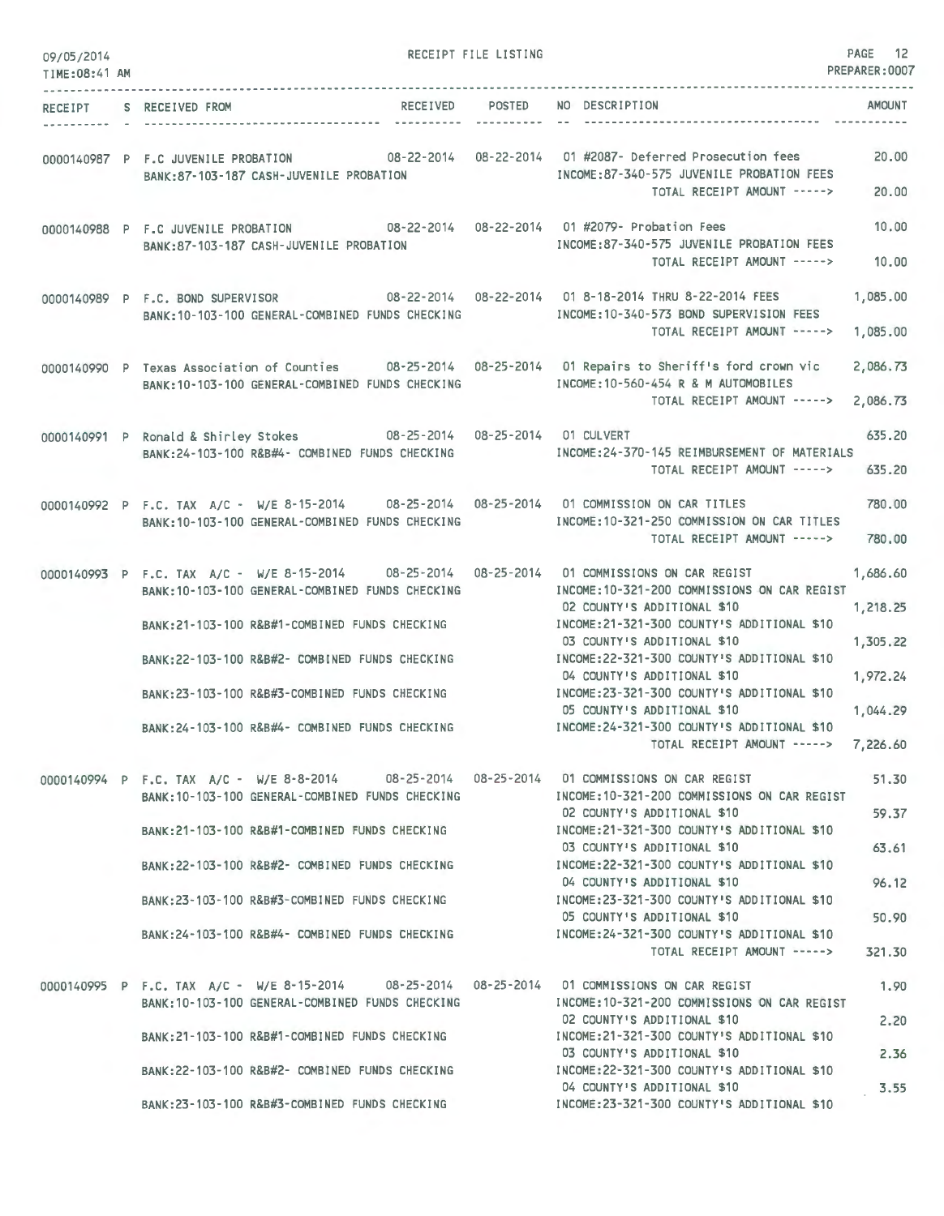RECEIPT FILE LISTING

PREPARER:0007

| RECEIPT | S | RECEIVED FROM | RECEIVED | POSTED | NO | DESCRIPTION | AMOUNT |
|---|---|---|---|---|---|---|---|
| 0000140987 | P | F.C JUVENILE PROBATION | 08-22-2014 | 08-22-2014 | 01 | #2087- Deferred Prosecution fees | 20.00 |
| | | BANK:87-103-187 CASH-JUVENILE PROBATION | | | | INCOME:87-340-575 JUVENILE PROBATION FEES | |
| | | | | | | TOTAL RECEIPT AMOUNT -----> | 20.00 |
| 0000140988 | P | F.C JUVENILE PROBATION | 08-22-2014 | 08-22-2014 | 01 | #2079- Probation Fees | 10.00 |
| | | BANK:87-103-187 CASH-JUVENILE PROBATION | | | | INCOME:87-340-575 JUVENILE PROBATION FEES | |
| | | | | | | TOTAL RECEIPT AMOUNT -----> | 10.00 |
| 0000140989 | P | F.C. BOND SUPERVISOR | 08-22-2014 | 08-22-2014 | 01 | 8-18-2014 THRU 8-22-2014 FEES | 1,085.00 |
| | | BANK:10-103-100 GENERAL-COMBINED FUNDS CHECKING | | | | INCOME:10-340-573 BOND SUPERVISION FEES | |
| | | | | | | TOTAL RECEIPT AMOUNT -----> | 1,085.00 |
| 0000140990 | P | Texas Association of Counties | 08-25-2014 | 08-25-2014 | 01 | Repairs to Sheriff's ford crown vic | 2,086.73 |
| | | BANK:10-103-100 GENERAL-COMBINED FUNDS CHECKING | | | | INCOME:10-560-454 R & M AUTOMOBILES | |
| | | | | | | TOTAL RECEIPT AMOUNT -----> | 2,086.73 |
| 0000140991 | P | Ronald & Shirley Stokes | 08-25-2014 | 08-25-2014 | 01 | CULVERT | 635.20 |
| | | BANK:24-103-100 R&B#4- COMBINED FUNDS CHECKING | | | | INCOME:24-370-145 REIMBURSEMENT OF MATERIALS | |
| | | | | | | TOTAL RECEIPT AMOUNT -----> | 635.20 |
| 0000140992 | P | F.C. TAX A/C - W/E 8-15-2014 | 08-25-2014 | 08-25-2014 | 01 | COMMISSION ON CAR TITLES | 780.00 |
| | | BANK:10-103-100 GENERAL-COMBINED FUNDS CHECKING | | | | INCOME:10-321-250 COMMISSION ON CAR TITLES | |
| | | | | | | TOTAL RECEIPT AMOUNT -----> | 780.00 |
| 0000140993 | P | F.C. TAX A/C - W/E 8-15-2014 | 08-25-2014 | 08-25-2014 | 01 | COMMISSIONS ON CAR REGIST | 1,686.60 |
| | | BANK:10-103-100 GENERAL-COMBINED FUNDS CHECKING | | | | INCOME:10-321-200 COMMISSIONS ON CAR REGIST | |
| | | | | | 02 | COUNTY'S ADDITIONAL $10 | 1,218.25 |
| | | BANK:21-103-100 R&B#1-COMBINED FUNDS CHECKING | | | | INCOME:21-321-300 COUNTY'S ADDITIONAL $10 | |
| | | | | | 03 | COUNTY'S ADDITIONAL $10 | 1,305.22 |
| | | BANK:22-103-100 R&B#2- COMBINED FUNDS CHECKING | | | | INCOME:22-321-300 COUNTY'S ADDITIONAL $10 | |
| | | | | | 04 | COUNTY'S ADDITIONAL $10 | 1,972.24 |
| | | BANK:23-103-100 R&B#3-COMBINED FUNDS CHECKING | | | | INCOME:23-321-300 COUNTY'S ADDITIONAL $10 | |
| | | | | | 05 | COUNTY'S ADDITIONAL $10 | 1,044.29 |
| | | BANK:24-103-100 R&B#4- COMBINED FUNDS CHECKING | | | | INCOME:24-321-300 COUNTY'S ADDITIONAL $10 | |
| | | | | | | TOTAL RECEIPT AMOUNT -----> | 7,226.60 |
| 0000140994 | P | F.C. TAX A/C - W/E 8-8-2014 | 08-25-2014 | 08-25-2014 | 01 | COMMISSIONS ON CAR REGIST | 51.30 |
| | | BANK:10-103-100 GENERAL-COMBINED FUNDS CHECKING | | | | INCOME:10-321-200 COMMISSIONS ON CAR REGIST | |
| | | | | | 02 | COUNTY'S ADDITIONAL $10 | 59.37 |
| | | BANK:21-103-100 R&B#1-COMBINED FUNDS CHECKING | | | | INCOME:21-321-300 COUNTY'S ADDITIONAL $10 | |
| | | | | | 03 | COUNTY'S ADDITIONAL $10 | 63.61 |
| | | BANK:22-103-100 R&B#2- COMBINED FUNDS CHECKING | | | | INCOME:22-321-300 COUNTY'S ADDITIONAL $10 | |
| | | | | | 04 | COUNTY'S ADDITIONAL $10 | 96.12 |
| | | BANK:23-103-100 R&B#3-COMBINED FUNDS CHECKING | | | | INCOME:23-321-300 COUNTY'S ADDITIONAL $10 | |
| | | | | | 05 | COUNTY'S ADDITIONAL $10 | 50.90 |
| | | BANK:24-103-100 R&B#4- COMBINED FUNDS CHECKING | | | | INCOME:24-321-300 COUNTY'S ADDITIONAL $10 | |
| | | | | | | TOTAL RECEIPT AMOUNT -----> | 321.30 |
| 0000140995 | P | F.C. TAX A/C - W/E 8-15-2014 | 08-25-2014 | 08-25-2014 | 01 | COMMISSIONS ON CAR REGIST | 1.90 |
| | | BANK:10-103-100 GENERAL-COMBINED FUNDS CHECKING | | | | INCOME:10-321-200 COMMISSIONS ON CAR REGIST | |
| | | | | | 02 | COUNTY'S ADDITIONAL $10 | 2.20 |
| | | BANK:21-103-100 R&B#1-COMBINED FUNDS CHECKING | | | | INCOME:21-321-300 COUNTY'S ADDITIONAL $10 | |
| | | | | | 03 | COUNTY'S ADDITIONAL $10 | 2.36 |
| | | BANK:22-103-100 R&B#2- COMBINED FUNDS CHECKING | | | | INCOME:22-321-300 COUNTY'S ADDITIONAL $10 | |
| | | | | | 04 | COUNTY'S ADDITIONAL $10 | 3.55 |
| | | BANK:23-103-100 R&B#3-COMBINED FUNDS CHECKING | | | | INCOME:23-321-300 COUNTY'S ADDITIONAL $10 | |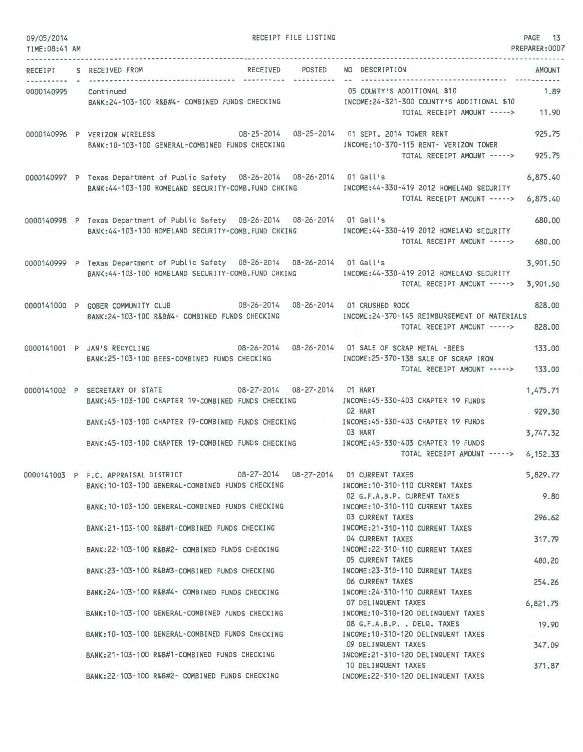RECEIPT FILE LISTING

09/05/2014
TIME:08:41 AM

PREPARER:0007

| RECEIPT | S | RECEIVED FROM | RECEIVED | POSTED | NO | DESCRIPTION | AMOUNT |
|---|---|---|---|---|---|---|---|
| 0000140995 | | Continued | | | 05 | COUNTY'S ADDITIONAL $10 | 1.89 |
| | | BANK:24-103-100 R&B#4- COMBINED FUNDS CHECKING | | | | INCOME:24-321-300 COUNTY'S ADDITIONAL $10 | |
| | | | | | | TOTAL RECEIPT AMOUNT -----> | 11.90 |
| 0000140996 | P | VERIZON WIRELESS | 08-25-2014 | 08-25-2014 | 01 | SEPT. 2014 TOWER RENT | 925.75 |
| | | BANK:10-103-100 GENERAL-COMBINED FUNDS CHECKING | | | | INCOME:10-370-115 RENT- VERIZON TOWER | |
| | | | | | | TOTAL RECEIPT AMOUNT -----> | 925.75 |
| 0000140997 | P | Texas Department of Public Safety | 08-26-2014 | 08-26-2014 | 01 | Gall's | 6,875.40 |
| | | BANK:44-103-100 HOMELAND SECURITY-COMB.FUND CHKING | | | | INCOME:44-330-419 2012 HOMELAND SECURITY | |
| | | | | | | TOTAL RECEIPT AMOUNT -----> | 6,875.40 |
| 0000140998 | P | Texas Department of Public Safety | 08-26-2014 | 08-26-2014 | 01 | Gall's | 680.00 |
| | | BANK:44-103-100 HOMELAND SECURITY-COMB.FUND CHKING | | | | INCOME:44-330-419 2012 HOMELAND SECURITY | |
| | | | | | | TOTAL RECEIPT AMOUNT -----> | 680.00 |
| 0000140999 | P | Texas Department of Public Safety | 08-26-2014 | 08-26-2014 | 01 | Gall's | 3,901.50 |
| | | BANK:44-103-100 HOMELAND SECURITY-COMB.FUND CHKING | | | | INCOME:44-330-419 2012 HOMELAND SECURITY | |
| | | | | | | TOTAL RECEIPT AMOUNT -----> | 3,901.50 |
| 0000141000 | P | GOBER COMMUNITY CLUB | 08-26-2014 | 08-26-2014 | 01 | CRUSHED ROCK | 828.00 |
| | | BANK:24-103-100 R&B#4- COMBINED FUNDS CHECKING | | | | INCOME:24-370-145 REIMBURSEMENT OF MATERIALS | |
| | | | | | | TOTAL RECEIPT AMOUNT -----> | 828.00 |
| 0000141001 | P | JAN'S RECYCLING | 08-26-2014 | 08-26-2014 | 01 | SALE OF SCRAP METAL -BEES | 133.00 |
| | | BANK:25-103-100 BEES-COMBINED FUNDS CHECKING | | | | INCOME:25-370-138 SALE OF SCRAP IRON | |
| | | | | | | TOTAL RECEIPT AMOUNT -----> | 133.00 |
| 0000141002 | P | SECRETARY OF STATE | 08-27-2014 | 08-27-2014 | 01 | HART | 1,475.71 |
| | | BANK:45-103-100 CHAPTER 19-COMBINED FUNDS CHECKING | | | | INCOME:45-330-403 CHAPTER 19 FUNDS | |
| | | | | | 02 | HART | 929.30 |
| | | BANK:45-103-100 CHAPTER 19-COMBINED FUNDS CHECKING | | | | INCOME:45-330-403 CHAPTER 19 FUNDS | |
| | | | | | 03 | HART | 3,747.32 |
| | | BANK:45-103-100 CHAPTER 19-COMBINED FUNDS CHECKING | | | | INCOME:45-330-403 CHAPTER 19 FUNDS | |
| | | | | | | TOTAL RECEIPT AMOUNT -----> | 6,152.33 |
| 0000141003 | P | F.C. APPRAISAL DISTRICT | 08-27-2014 | 08-27-2014 | 01 | CURRENT TAXES | 5,829.77 |
| | | BANK:10-103-100 GENERAL-COMBINED FUNDS CHECKING | | | | INCOME:10-310-110 CURRENT TAXES | |
| | | | | | 02 | G.F.A.B.P. CURRENT TAXES | 9.80 |
| | | BANK:10-103-100 GENERAL-COMBINED FUNDS CHECKING | | | | INCOME:10-310-110 CURRENT TAXES | |
| | | | | | 03 | CURRENT TAXES | 296.62 |
| | | BANK:21-103-100 R&B#1-COMBINED FUNDS CHECKING | | | | INCOME:21-310-110 CURRENT TAXES | |
| | | | | | 04 | CURRENT TAXES | 317.79 |
| | | BANK:22-103-100 R&B#2- COMBINED FUNDS CHECKING | | | | INCOME:22-310-110 CURRENT TAXES | |
| | | | | | 05 | CURRENT TAXES | 480.20 |
| | | BANK:23-103-100 R&B#3-COMBINED FUNDS CHECKING | | | | INCOME:23-310-110 CURRENT TAXES | |
| | | | | | 06 | CURRENT TAXES | 254.26 |
| | | BANK:24-103-100 R&B#4- COMBINED FUNDS CHECKING | | | | INCOME:24-310-110 CURRENT TAXES | |
| | | | | | 07 | DELINQUENT TAXES | 6,821.75 |
| | | BANK:10-103-100 GENERAL-COMBINED FUNDS CHECKING | | | | INCOME:10-310-120 DELINQUENT TAXES | |
| | | | | | 08 | G.F.A.B.P. . DELQ. TAXES | 19.90 |
| | | BANK:10-103-100 GENERAL-COMBINED FUNDS CHECKING | | | | INCOME:10-310-120 DELINQUENT TAXES | |
| | | | | | 09 | DELINQUENT TAXES | 347.09 |
| | | BANK:21-103-100 R&B#1-COMBINED FUNDS CHECKING | | | | INCOME:21-310-120 DELINQUENT TAXES | |
| | | | | | 10 | DELINQUENT TAXES | 371.87 |
| | | BANK:22-103-100 R&B#2- COMBINED FUNDS CHECKING | | | | INCOME:22-310-120 DELINQUENT TAXES | |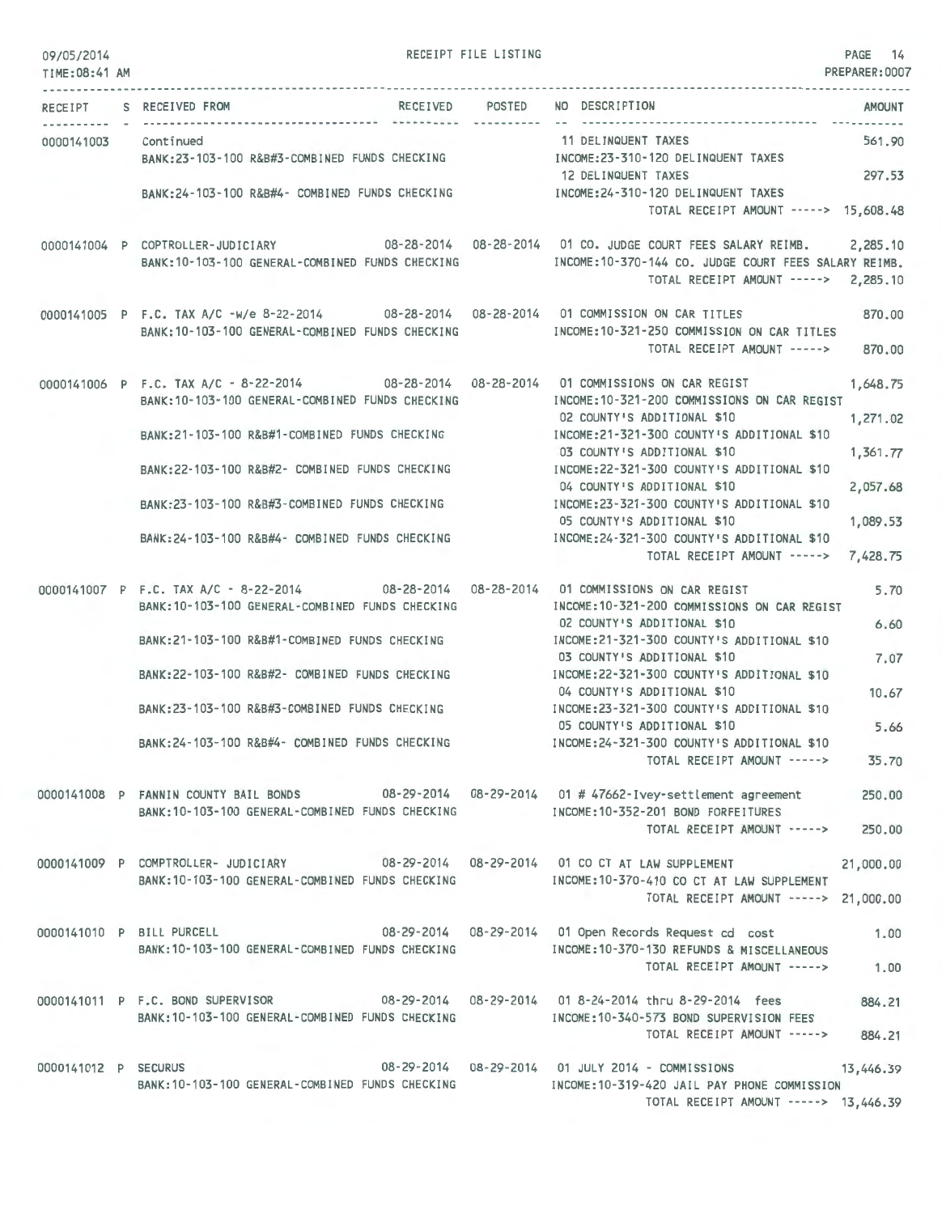RECEIPT FILE LISTING

| RECEIPT | S | RECEIVED FROM | RECEIVED | POSTED | NO | DESCRIPTION | AMOUNT |
|---|---|---|---|---|---|---|---|
| 0000141003 | | Continued | | | 11 | DELINQUENT TAXES | 561.90 |
| | | BANK:23-103-100 R&B#3-COMBINED FUNDS CHECKING | | | | INCOME:23-310-120 DELINQUENT TAXES | |
| | | | | | 12 | DELINQUENT TAXES | 297.53 |
| | | BANK:24-103-100 R&B#4- COMBINED FUNDS CHECKING | | | | INCOME:24-310-120 DELINQUENT TAXES | |
| | | | | | | TOTAL RECEIPT AMOUNT -----> | 15,608.48 |
| 0000141004 | P | COPTROLLER-JUDICIARY | 08-28-2014 | 08-28-2014 | 01 | CO. JUDGE COURT FEES SALARY REIMB. | 2,285.10 |
| | | BANK:10-103-100 GENERAL-COMBINED FUNDS CHECKING | | | | INCOME:10-370-144 CO. JUDGE COURT FEES SALARY REIMB. | |
| | | | | | | TOTAL RECEIPT AMOUNT -----> | 2,285.10 |
| 0000141005 | P | F.C. TAX A/C -w/e 8-22-2014 | 08-28-2014 | 08-28-2014 | 01 | COMMISSION ON CAR TITLES | 870.00 |
| | | BANK:10-103-100 GENERAL-COMBINED FUNDS CHECKING | | | | INCOME:10-321-250 COMMISSION ON CAR TITLES | |
| | | | | | | TOTAL RECEIPT AMOUNT -----> | 870.00 |
| 0000141006 | P | F.C. TAX A/C - 8-22-2014 | 08-28-2014 | 08-28-2014 | 01 | COMMISSIONS ON CAR REGIST | 1,648.75 |
| | | BANK:10-103-100 GENERAL-COMBINED FUNDS CHECKING | | | | INCOME:10-321-200 COMMISSIONS ON CAR REGIST | |
| | | | | | 02 | COUNTY'S ADDITIONAL $10 | 1,271.02 |
| | | BANK:21-103-100 R&B#1-COMBINED FUNDS CHECKING | | | | INCOME:21-321-300 COUNTY'S ADDITIONAL $10 | |
| | | | | | 03 | COUNTY'S ADDITIONAL $10 | 1,361.77 |
| | | BANK:22-103-100 R&B#2- COMBINED FUNDS CHECKING | | | | INCOME:22-321-300 COUNTY'S ADDITIONAL $10 | |
| | | | | | 04 | COUNTY'S ADDITIONAL $10 | 2,057.68 |
| | | BANK:23-103-100 R&B#3-COMBINED FUNDS CHECKING | | | | INCOME:23-321-300 COUNTY'S ADDITIONAL $10 | |
| | | | | | 05 | COUNTY'S ADDITIONAL $10 | 1,089.53 |
| | | BANK:24-103-100 R&B#4- COMBINED FUNDS CHECKING | | | | INCOME:24-321-300 COUNTY'S ADDITIONAL $10 | |
| | | | | | | TOTAL RECEIPT AMOUNT -----> | 7,428.75 |
| 0000141007 | P | F.C. TAX A/C - 8-22-2014 | 08-28-2014 | 08-28-2014 | 01 | COMMISSIONS ON CAR REGIST | 5.70 |
| | | BANK:10-103-100 GENERAL-COMBINED FUNDS CHECKING | | | | INCOME:10-321-200 COMMISSIONS ON CAR REGIST | |
| | | | | | 02 | COUNTY'S ADDITIONAL $10 | 6.60 |
| | | BANK:21-103-100 R&B#1-COMBINED FUNDS CHECKING | | | | INCOME:21-321-300 COUNTY'S ADDITIONAL $10 | |
| | | | | | 03 | COUNTY'S ADDITIONAL $10 | 7.07 |
| | | BANK:22-103-100 R&B#2- COMBINED FUNDS CHECKING | | | | INCOME:22-321-300 COUNTY'S ADDITIONAL $10 | |
| | | | | | 04 | COUNTY'S ADDITIONAL $10 | 10.67 |
| | | BANK:23-103-100 R&B#3-COMBINED FUNDS CHECKING | | | | INCOME:23-321-300 COUNTY'S ADDITIONAL $10 | |
| | | | | | 05 | COUNTY'S ADDITIONAL $10 | 5.66 |
| | | BANK:24-103-100 R&B#4- COMBINED FUNDS CHECKING | | | | INCOME:24-321-300 COUNTY'S ADDITIONAL $10 | |
| | | | | | | TOTAL RECEIPT AMOUNT -----> | 35.70 |
| 0000141008 | P | FANNIN COUNTY BAIL BONDS | 08-29-2014 | 08-29-2014 | 01 | # 47662-Ivey-settlement agreement | 250.00 |
| | | BANK:10-103-100 GENERAL-COMBINED FUNDS CHECKING | | | | INCOME:10-352-201 BOND FORFEITURES | |
| | | | | | | TOTAL RECEIPT AMOUNT -----> | 250.00 |
| 0000141009 | P | COMPTROLLER- JUDICIARY | 08-29-2014 | 08-29-2014 | 01 | CO CT AT LAW SUPPLEMENT | 21,000.00 |
| | | BANK:10-103-100 GENERAL-COMBINED FUNDS CHECKING | | | | INCOME:10-370-410 CO CT AT LAW SUPPLEMENT | |
| | | | | | | TOTAL RECEIPT AMOUNT -----> | 21,000.00 |
| 0000141010 | P | BILL PURCELL | 08-29-2014 | 08-29-2014 | 01 | Open Records Request cd cost | 1.00 |
| | | BANK:10-103-100 GENERAL-COMBINED FUNDS CHECKING | | | | INCOME:10-370-130 REFUNDS & MISCELLANEOUS | |
| | | | | | | TOTAL RECEIPT AMOUNT -----> | 1.00 |
| 0000141011 | P | F.C. BOND SUPERVISOR | 08-29-2014 | 08-29-2014 | 01 | 8-24-2014 thru 8-29-2014 fees | 884.21 |
| | | BANK:10-103-100 GENERAL-COMBINED FUNDS CHECKING | | | | INCOME:10-340-573 BOND SUPERVISION FEES | |
| | | | | | | TOTAL RECEIPT AMOUNT -----> | 884.21 |
| 0000141012 | P | SECURUS | 08-29-2014 | 08-29-2014 | 01 | JULY 2014 - COMMISSIONS | 13,446.39 |
| | | BANK:10-103-100 GENERAL-COMBINED FUNDS CHECKING | | | | INCOME:10-319-420 JAIL PAY PHONE COMMISSION | |
| | | | | | | TOTAL RECEIPT AMOUNT -----> | 13,446.39 |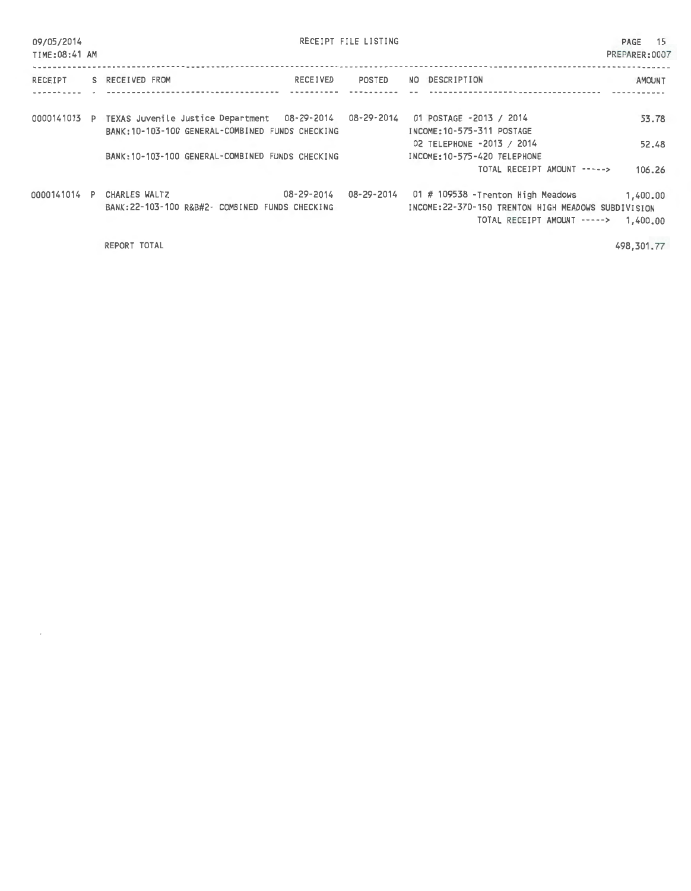09/05/2014
TIME:08:41 AM

RECEIPT FILE LISTING

PREPARER:0007

| RECEIPT | S | RECEIVED FROM | RECEIVED | POSTED | NO | DESCRIPTION | AMOUNT |
|---|---|---|---|---|---|---|---|
| 0000141013 | P | TEXAS Juvenile Justice Department | 08-29-2014 | 08-29-2014 | 01 | POSTAGE -2013 / 2014 | 53.78 |
| | | BANK:10-103-100 GENERAL-COMBINED FUNDS CHECKING | | | | INCOME:10-575-311 POSTAGE | |
| | | | | | 02 | TELEPHONE -2013 / 2014 | 52.48 |
| | | BANK:10-103-100 GENERAL-COMBINED FUNDS CHECKING | | | | INCOME:10-575-420 TELEPHONE | |
| | | | | | | TOTAL RECEIPT AMOUNT -----> | 106.26 |
| 0000141014 | P | CHARLES WALTZ | 08-29-2014 | 08-29-2014 | 01 | # 109538 -Trenton High Meadows | 1,400.00 |
| | | BANK:22-103-100 R&B#2- COMBINED FUNDS CHECKING | | | | INCOME:22-370-150 TRENTON HIGH MEADOWS SUBDIVISION | |
| | | | | | | TOTAL RECEIPT AMOUNT -----> | 1,400.00 |
| | | REPORT TOTAL | | | | | 498,301.77 |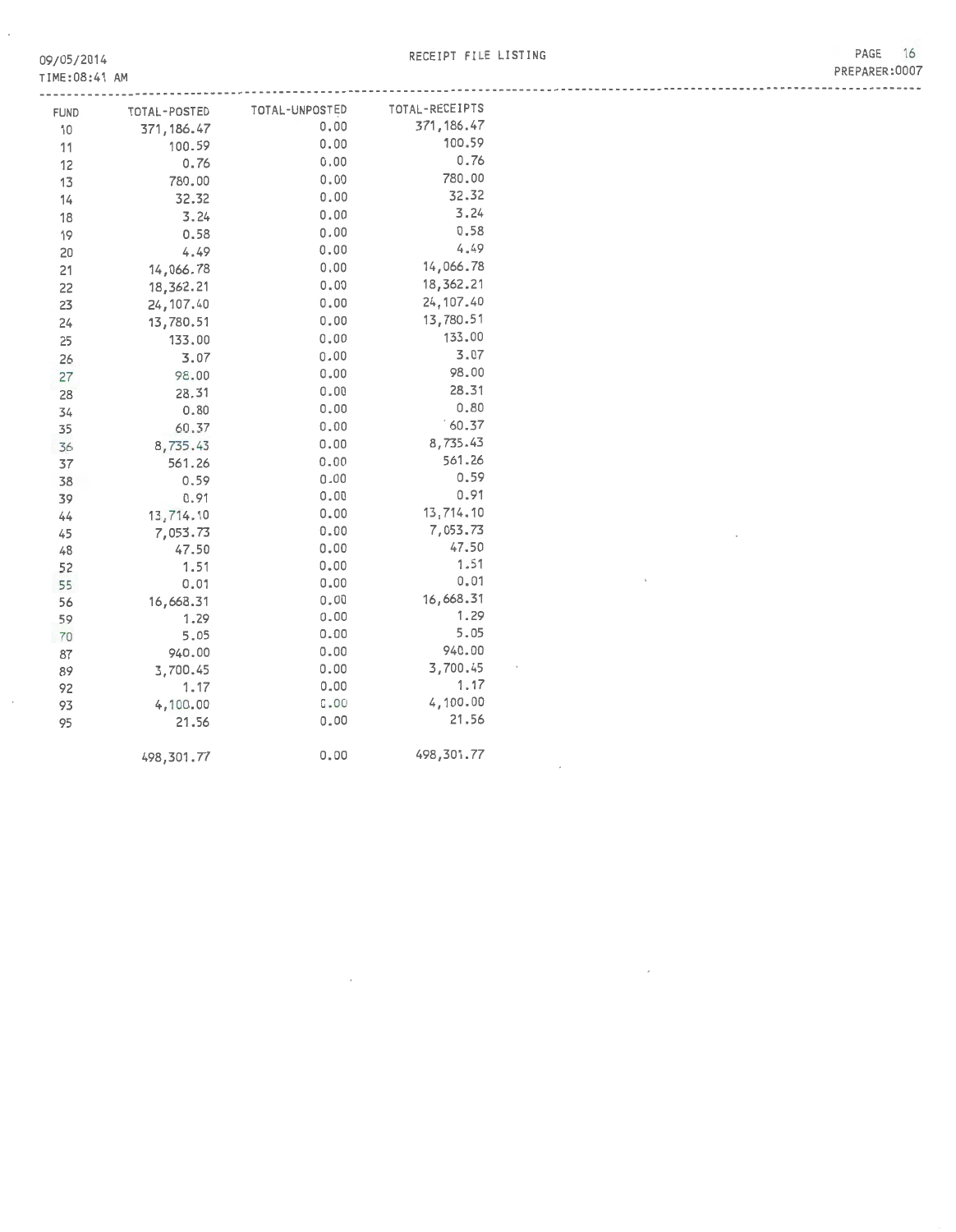09/05/2014

TIME:08:41 AM

RECEIPT FILE LISTING

PREPARER:0007

| FUND | TOTAL-POSTED | TOTAL-UNPOSTED | TOTAL-RECEIPTS |
|---|---|---|---|
| 10 | 371,186.47 | 0.00 | 371,186.47 |
| 11 | 100.59 | 0.00 | 100.59 |
| 12 | 0.76 | 0.00 | 0.76 |
| 13 | 780.00 | 0.00 | 780.00 |
| 14 | 32.32 | 0.00 | 32.32 |
| 18 | 3.24 | 0.00 | 3.24 |
| 19 | 0.58 | 0.00 | 0.58 |
| 20 | 4.49 | 0.00 | 4.49 |
| 21 | 14,066.78 | 0.00 | 14,066.78 |
| 22 | 18,362.21 | 0.00 | 18,362.21 |
| 23 | 24,107.40 | 0.00 | 24,107.40 |
| 24 | 13,780.51 | 0.00 | 13,780.51 |
| 25 | 133.00 | 0.00 | 133.00 |
| 26 | 3.07 | 0.00 | 3.07 |
| 27 | 98.00 | 0.00 | 98.00 |
| 28 | 28.31 | 0.00 | 28.31 |
| 34 | 0.80 | 0.00 | 0.80 |
| 35 | 60.37 | 0.00 | 60.37 |
| 36 | 8,735.43 | 0.00 | 8,735.43 |
| 37 | 561.26 | 0.00 | 561.26 |
| 38 | 0.59 | 0.00 | 0.59 |
| 39 | 0.91 | 0.00 | 0.91 |
| 44 | 13,714.10 | 0.00 | 13,714.10 |
| 45 | 7,053.73 | 0.00 | 7,053.73 |
| 48 | 47.50 | 0.00 | 47.50 |
| 52 | 1.51 | 0.00 | 1.51 |
| 55 | 0.01 | 0.00 | 0.01 |
| 56 | 16,668.31 | 0.00 | 16,668.31 |
| 59 | 1.29 | 0.00 | 1.29 |
| 70 | 5.05 | 0.00 | 5.05 |
| 87 | 940.00 | 0.00 | 940.00 |
| 89 | 3,700.45 | 0.00 | 3,700.45 |
| 92 | 1.17 | 0.00 | 1.17 |
| 93 | 4,100.00 | 0.00 | 4,100.00 |
| 95 | 21.56 | 0.00 | 21.56 |
| | 498,301.77 | 0.00 | 498,301.77 |